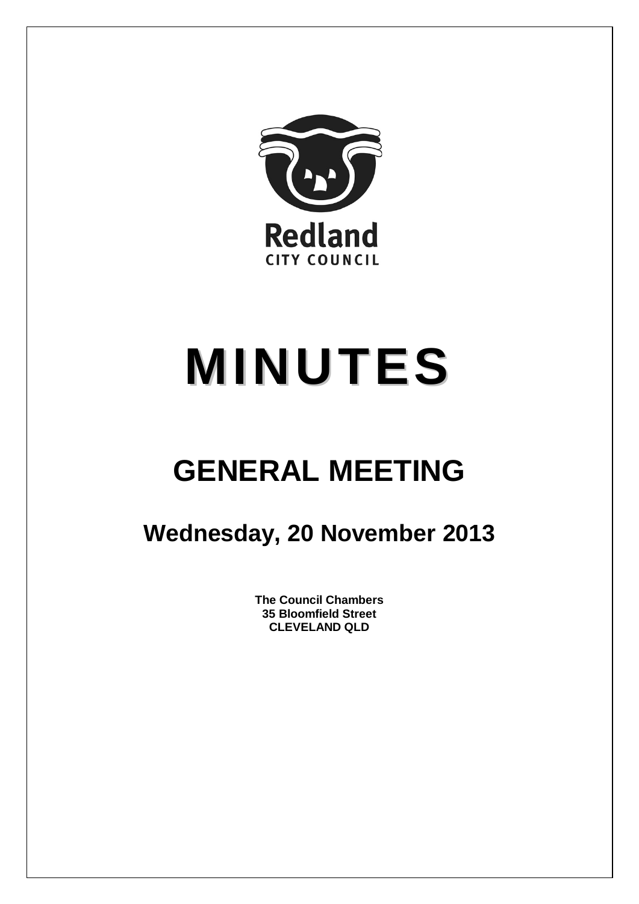Redland
CITY COUNCIL

# MINUTES

## GENERAL MEETING

### Wednesday, 20 November 2013

**The Council Chambers**
**35 Bloomfield Street**
**CLEVELAND QLD**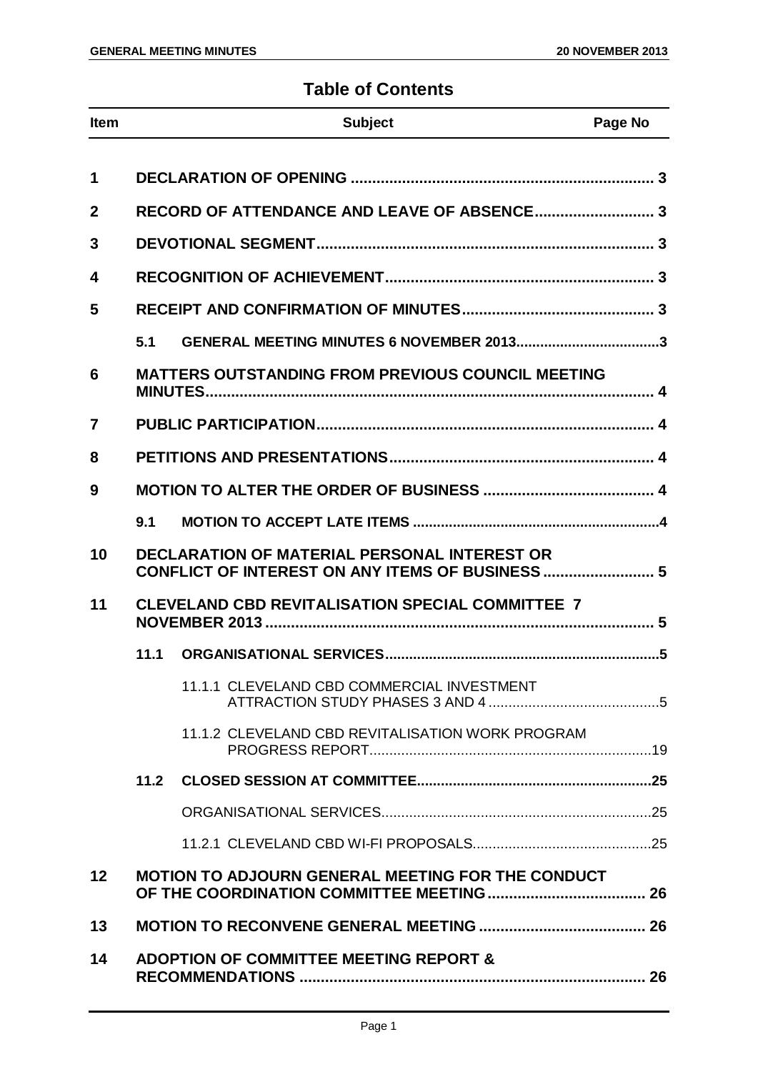# Table of Contents

| Item | | Subject | Page No |
|---|---|---|---|
| 1 | | DECLARATION OF OPENING | 3 |
| 2 | | RECORD OF ATTENDANCE AND LEAVE OF ABSENCE | 3 |
| 3 | | DEVOTIONAL SEGMENT | 3 |
| 4 | | RECOGNITION OF ACHIEVEMENT | 3 |
| 5 | | RECEIPT AND CONFIRMATION OF MINUTES | 3 |
| | 5.1 | GENERAL MEETING MINUTES 6 NOVEMBER 2013 | 3 |
| 6 | | MATTERS OUTSTANDING FROM PREVIOUS COUNCIL MEETING MINUTES | 4 |
| 7 | | PUBLIC PARTICIPATION | 4 |
| 8 | | PETITIONS AND PRESENTATIONS | 4 |
| 9 | | MOTION TO ALTER THE ORDER OF BUSINESS | 4 |
| | 9.1 | MOTION TO ACCEPT LATE ITEMS | 4 |
| 10 | | DECLARATION OF MATERIAL PERSONAL INTEREST OR CONFLICT OF INTEREST ON ANY ITEMS OF BUSINESS | 5 |
| 11 | | CLEVELAND CBD REVITALISATION SPECIAL COMMITTEE 7 NOVEMBER 2013 | 5 |
| | 11.1 | ORGANISATIONAL SERVICES | 5 |
| | | 11.1.1 CLEVELAND CBD COMMERCIAL INVESTMENT ATTRACTION STUDY PHASES 3 AND 4 | 5 |
| | | 11.1.2 CLEVELAND CBD REVITALISATION WORK PROGRAM PROGRESS REPORT | 19 |
| | 11.2 | CLOSED SESSION AT COMMITTEE | 25 |
| | | ORGANISATIONAL SERVICES | 25 |
| | | 11.2.1 CLEVELAND CBD WI-FI PROPOSALS | 25 |
| 12 | | MOTION TO ADJOURN GENERAL MEETING FOR THE CONDUCT OF THE COORDINATION COMMITTEE MEETING | 26 |
| 13 | | MOTION TO RECONVENE GENERAL MEETING | 26 |
| 14 | | ADOPTION OF COMMITTEE MEETING REPORT & RECOMMENDATIONS | 26 |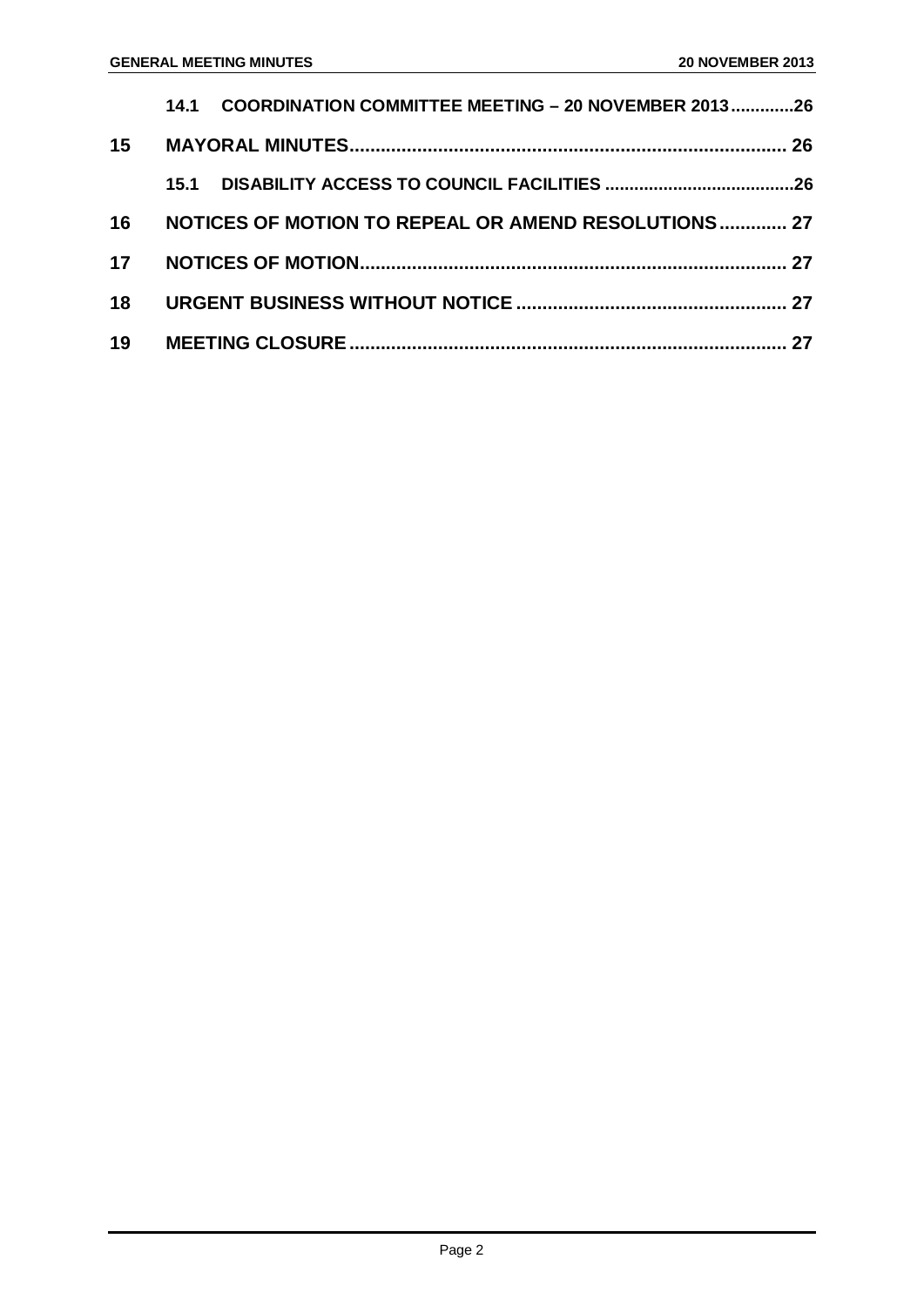14.1 COORDINATION COMMITTEE MEETING – 20 NOVEMBER 2013.............26

15 MAYORAL MINUTES.................................................................................. 26

15.1 DISABILITY ACCESS TO COUNCIL FACILITIES .......................................26

16 NOTICES OF MOTION TO REPEAL OR AMEND RESOLUTIONS ............. 27

17 NOTICES OF MOTION................................................................................ 27

18 URGENT BUSINESS WITHOUT NOTICE ................................................... 27

19 MEETING CLOSURE .................................................................................. 27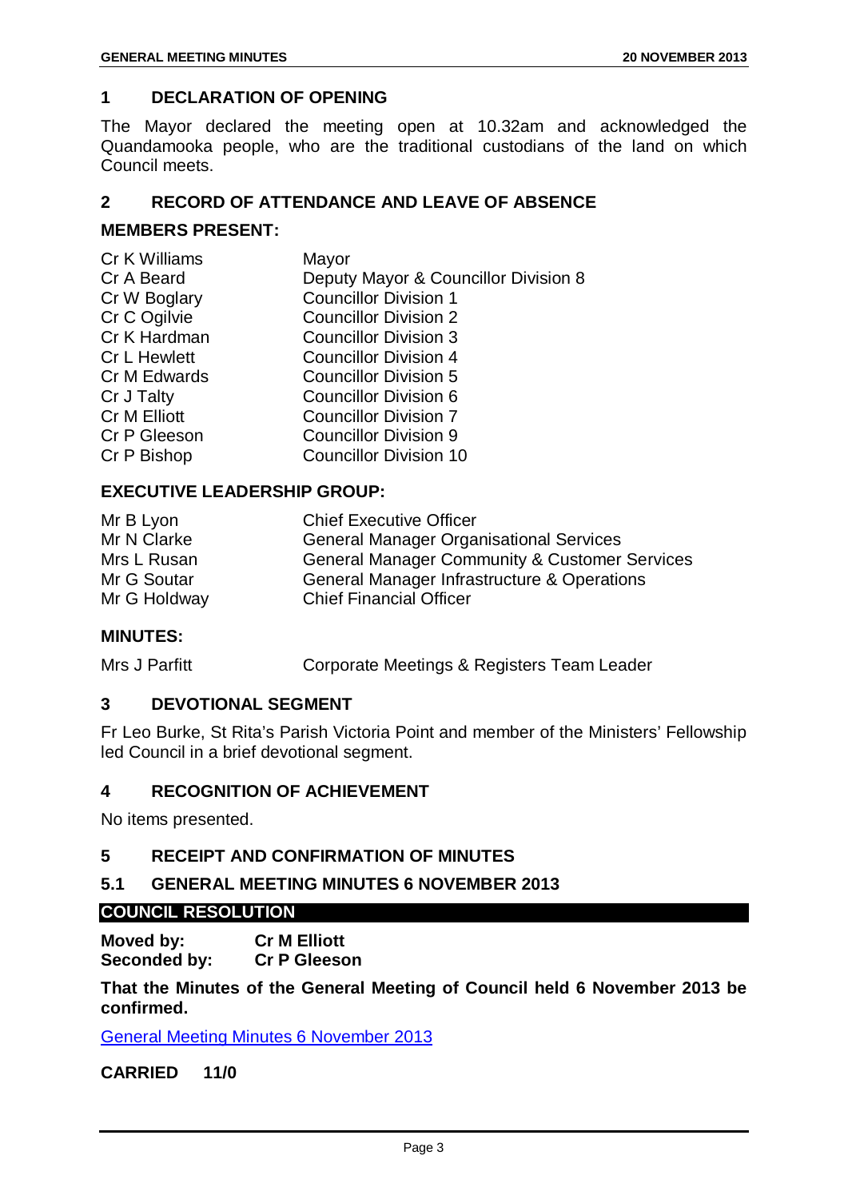## 1 DECLARATION OF OPENING

The Mayor declared the meeting open at 10.32am and acknowledged the Quandamooka people, who are the traditional custodians of the land on which Council meets.

## 2 RECORD OF ATTENDANCE AND LEAVE OF ABSENCE

### MEMBERS PRESENT:

| | |
|---|---|
| Cr K Williams | Mayor |
| Cr A Beard | Deputy Mayor & Councillor Division 8 |
| Cr W Boglary | Councillor Division 1 |
| Cr C Ogilvie | Councillor Division 2 |
| Cr K Hardman | Councillor Division 3 |
| Cr L Hewlett | Councillor Division 4 |
| Cr M Edwards | Councillor Division 5 |
| Cr J Talty | Councillor Division 6 |
| Cr M Elliott | Councillor Division 7 |
| Cr P Gleeson | Councillor Division 9 |
| Cr P Bishop | Councillor Division 10 |

### EXECUTIVE LEADERSHIP GROUP:

| | |
|---|---|
| Mr B Lyon | Chief Executive Officer |
| Mr N Clarke | General Manager Organisational Services |
| Mrs L Rusan | General Manager Community & Customer Services |
| Mr G Soutar | General Manager Infrastructure & Operations |
| Mr G Holdway | Chief Financial Officer |

### MINUTES:

| | |
|---|---|
| Mrs J Parfitt | Corporate Meetings & Registers Team Leader |

## 3 DEVOTIONAL SEGMENT

Fr Leo Burke, St Rita's Parish Victoria Point and member of the Ministers' Fellowship led Council in a brief devotional segment.

## 4 RECOGNITION OF ACHIEVEMENT

No items presented.

## 5 RECEIPT AND CONFIRMATION OF MINUTES

### 5.1 GENERAL MEETING MINUTES 6 NOVEMBER 2013

**COUNCIL RESOLUTION**

**Moved by:** **Cr M Elliott**
**Seconded by:** **Cr P Gleeson**

**That the Minutes of the General Meeting of Council held 6 November 2013 be confirmed.**

General Meeting Minutes 6 November 2013

**CARRIED 11/0**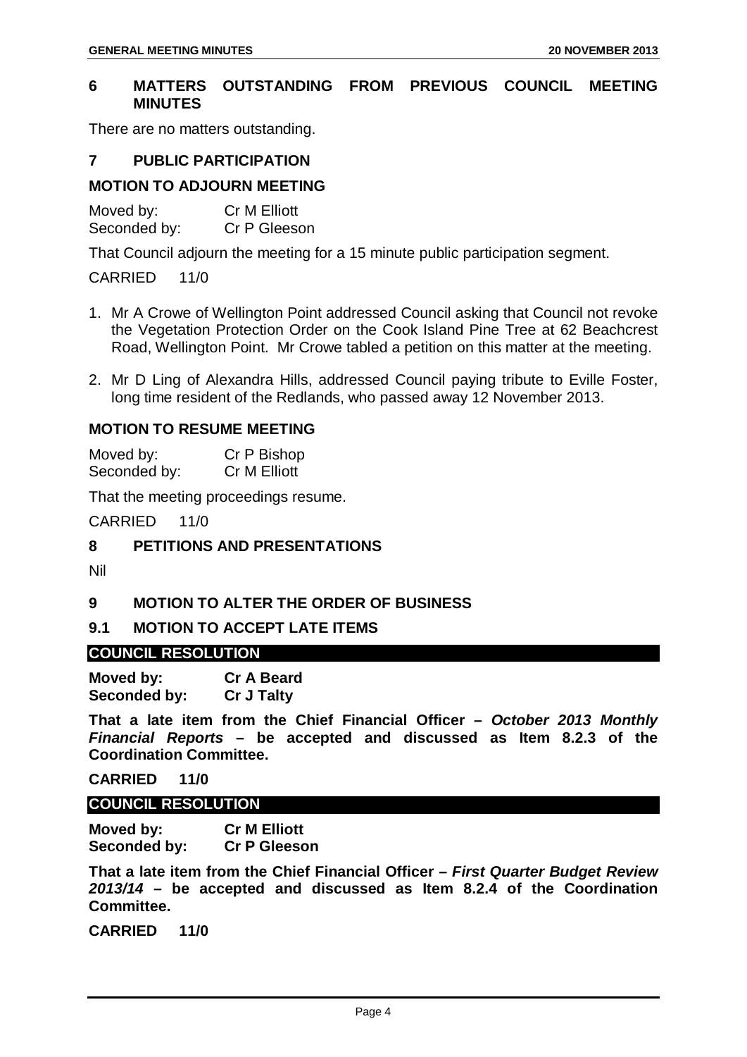## 6 MATTERS OUTSTANDING FROM PREVIOUS COUNCIL MEETING MINUTES

There are no matters outstanding.

## 7 PUBLIC PARTICIPATION

### MOTION TO ADJOURN MEETING

Moved by: Cr M Elliott
Seconded by: Cr P Gleeson

That Council adjourn the meeting for a 15 minute public participation segment.

CARRIED 11/0

1. Mr A Crowe of Wellington Point addressed Council asking that Council not revoke the Vegetation Protection Order on the Cook Island Pine Tree at 62 Beachcrest Road, Wellington Point. Mr Crowe tabled a petition on this matter at the meeting.
2. Mr D Ling of Alexandra Hills, addressed Council paying tribute to Eville Foster, long time resident of the Redlands, who passed away 12 November 2013.

### MOTION TO RESUME MEETING

Moved by: Cr P Bishop
Seconded by: Cr M Elliott

That the meeting proceedings resume.

CARRIED 11/0

## 8 PETITIONS AND PRESENTATIONS

Nil

## 9 MOTION TO ALTER THE ORDER OF BUSINESS

### 9.1 MOTION TO ACCEPT LATE ITEMS

**COUNCIL RESOLUTION**

**Moved by: Cr A Beard**
**Seconded by: Cr J Talty**

**That a late item from the Chief Financial Officer – *October 2013 Monthly Financial Reports* – be accepted and discussed as Item 8.2.3 of the Coordination Committee.**

**CARRIED 11/0**

**COUNCIL RESOLUTION**

**Moved by: Cr M Elliott**
**Seconded by: Cr P Gleeson**

**That a late item from the Chief Financial Officer – *First Quarter Budget Review 2013/14* – be accepted and discussed as Item 8.2.4 of the Coordination Committee.**

**CARRIED 11/0**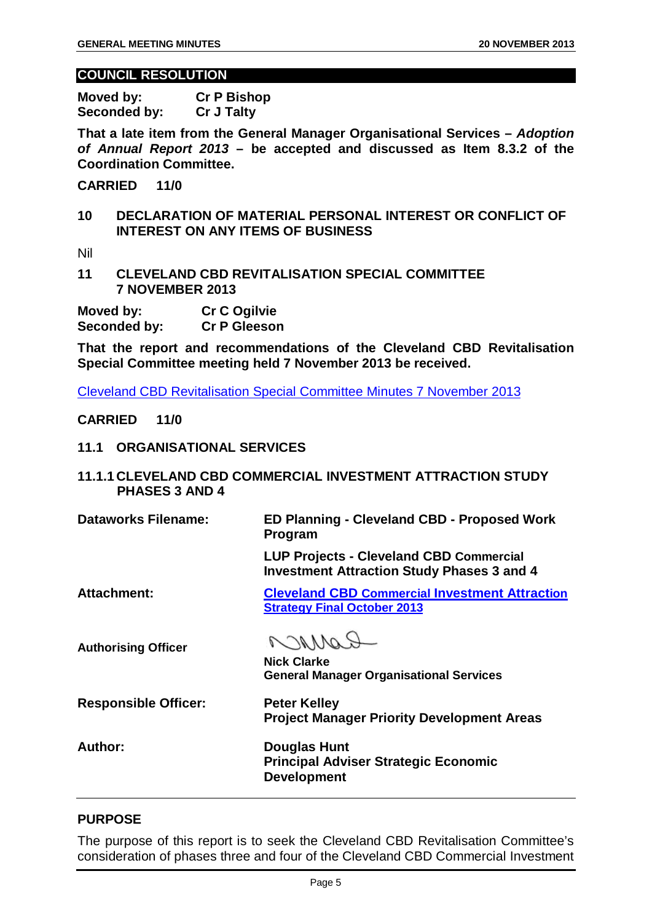## COUNCIL RESOLUTION

**Moved by:** **Cr P Bishop**
**Seconded by:** **Cr J Talty**

**That a late item from the General Manager Organisational Services –** ***Adoption of Annual Report 2013*** **– be accepted and discussed as Item 8.3.2 of the Coordination Committee.**

**CARRIED 11/0**

## 10 DECLARATION OF MATERIAL PERSONAL INTEREST OR CONFLICT OF INTEREST ON ANY ITEMS OF BUSINESS

Nil

## 11 CLEVELAND CBD REVITALISATION SPECIAL COMMITTEE 7 NOVEMBER 2013

**Moved by:** **Cr C Ogilvie**
**Seconded by:** **Cr P Gleeson**

**That the report and recommendations of the Cleveland CBD Revitalisation Special Committee meeting held 7 November 2013 be received.**

Cleveland CBD Revitalisation Special Committee Minutes 7 November 2013

**CARRIED 11/0**

### 11.1 ORGANISATIONAL SERVICES

#### 11.1.1 CLEVELAND CBD COMMERCIAL INVESTMENT ATTRACTION STUDY PHASES 3 AND 4

| | |
|---|---|
| **Dataworks Filename:** | **ED Planning - Cleveland CBD - Proposed Work Program**<br>**LUP Projects - Cleveland CBD Commercial Investment Attraction Study Phases 3 and 4** |
| **Attachment:** | **Cleveland CBD Commercial Investment Attraction Strategy Final October 2013** |
| **Authorising Officer** | **Nick Clarke**<br>**General Manager Organisational Services** |
| **Responsible Officer:** | **Peter Kelley**<br>**Project Manager Priority Development Areas** |
| **Author:** | **Douglas Hunt**<br>**Principal Adviser Strategic Economic Development** |

## PURPOSE

The purpose of this report is to seek the Cleveland CBD Revitalisation Committee's consideration of phases three and four of the Cleveland CBD Commercial Investment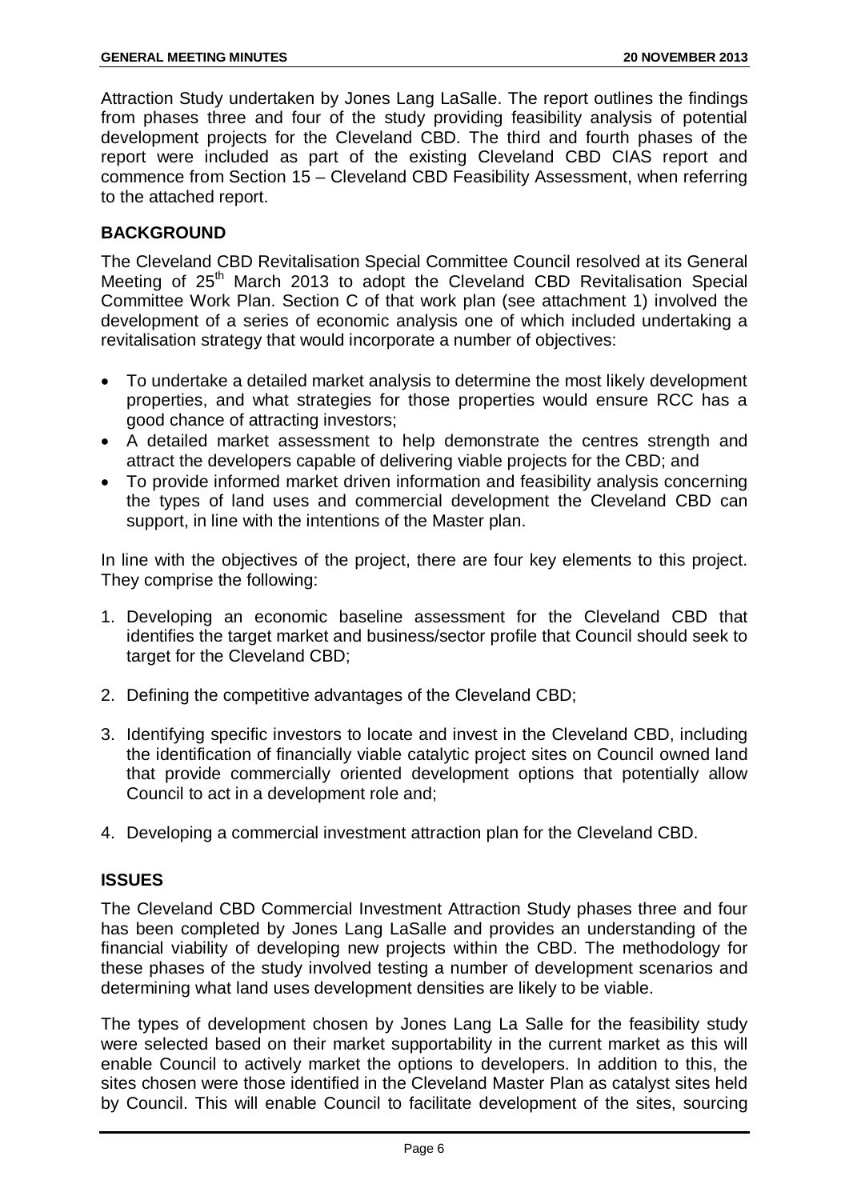Attraction Study undertaken by Jones Lang LaSalle. The report outlines the findings from phases three and four of the study providing feasibility analysis of potential development projects for the Cleveland CBD. The third and fourth phases of the report were included as part of the existing Cleveland CBD CIAS report and commence from Section 15 – Cleveland CBD Feasibility Assessment, when referring to the attached report.

## BACKGROUND

The Cleveland CBD Revitalisation Special Committee Council resolved at its General Meeting of 25th March 2013 to adopt the Cleveland CBD Revitalisation Special Committee Work Plan. Section C of that work plan (see attachment 1) involved the development of a series of economic analysis one of which included undertaking a revitalisation strategy that would incorporate a number of objectives:

- To undertake a detailed market analysis to determine the most likely development properties, and what strategies for those properties would ensure RCC has a good chance of attracting investors;
- A detailed market assessment to help demonstrate the centres strength and attract the developers capable of delivering viable projects for the CBD; and
- To provide informed market driven information and feasibility analysis concerning the types of land uses and commercial development the Cleveland CBD can support, in line with the intentions of the Master plan.

In line with the objectives of the project, there are four key elements to this project. They comprise the following:

1. Developing an economic baseline assessment for the Cleveland CBD that identifies the target market and business/sector profile that Council should seek to target for the Cleveland CBD;
2. Defining the competitive advantages of the Cleveland CBD;
3. Identifying specific investors to locate and invest in the Cleveland CBD, including the identification of financially viable catalytic project sites on Council owned land that provide commercially oriented development options that potentially allow Council to act in a development role and;
4. Developing a commercial investment attraction plan for the Cleveland CBD.

## ISSUES

The Cleveland CBD Commercial Investment Attraction Study phases three and four has been completed by Jones Lang LaSalle and provides an understanding of the financial viability of developing new projects within the CBD. The methodology for these phases of the study involved testing a number of development scenarios and determining what land uses development densities are likely to be viable.

The types of development chosen by Jones Lang La Salle for the feasibility study were selected based on their market supportability in the current market as this will enable Council to actively market the options to developers. In addition to this, the sites chosen were those identified in the Cleveland Master Plan as catalyst sites held by Council. This will enable Council to facilitate development of the sites, sourcing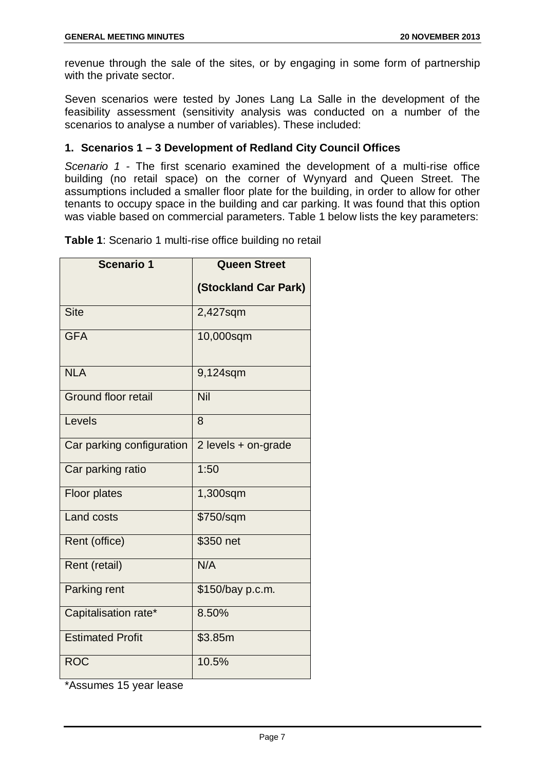revenue through the sale of the sites, or by engaging in some form of partnership with the private sector.

Seven scenarios were tested by Jones Lang La Salle in the development of the feasibility assessment (sensitivity analysis was conducted on a number of the scenarios to analyse a number of variables). These included:

### 1. Scenarios 1 – 3 Development of Redland City Council Offices

*Scenario 1* - The first scenario examined the development of a multi-rise office building (no retail space) on the corner of Wynyard and Queen Street. The assumptions included a smaller floor plate for the building, in order to allow for other tenants to occupy space in the building and car parking. It was found that this option was viable based on commercial parameters. Table 1 below lists the key parameters:

**Table 1**: Scenario 1 multi-rise office building no retail

| Scenario 1 | Queen Street (Stockland Car Park) |
|---|---|
| Site | 2,427sqm |
| GFA | 10,000sqm |
| NLA | 9,124sqm |
| Ground floor retail | Nil |
| Levels | 8 |
| Car parking configuration | 2 levels + on-grade |
| Car parking ratio | 1:50 |
| Floor plates | 1,300sqm |
| Land costs | $750/sqm |
| Rent (office) | $350 net |
| Rent (retail) | N/A |
| Parking rent | $150/bay p.c.m. |
| Capitalisation rate* | 8.50% |
| Estimated Profit | $3.85m |
| ROC | 10.5% |

*Assumes 15 year lease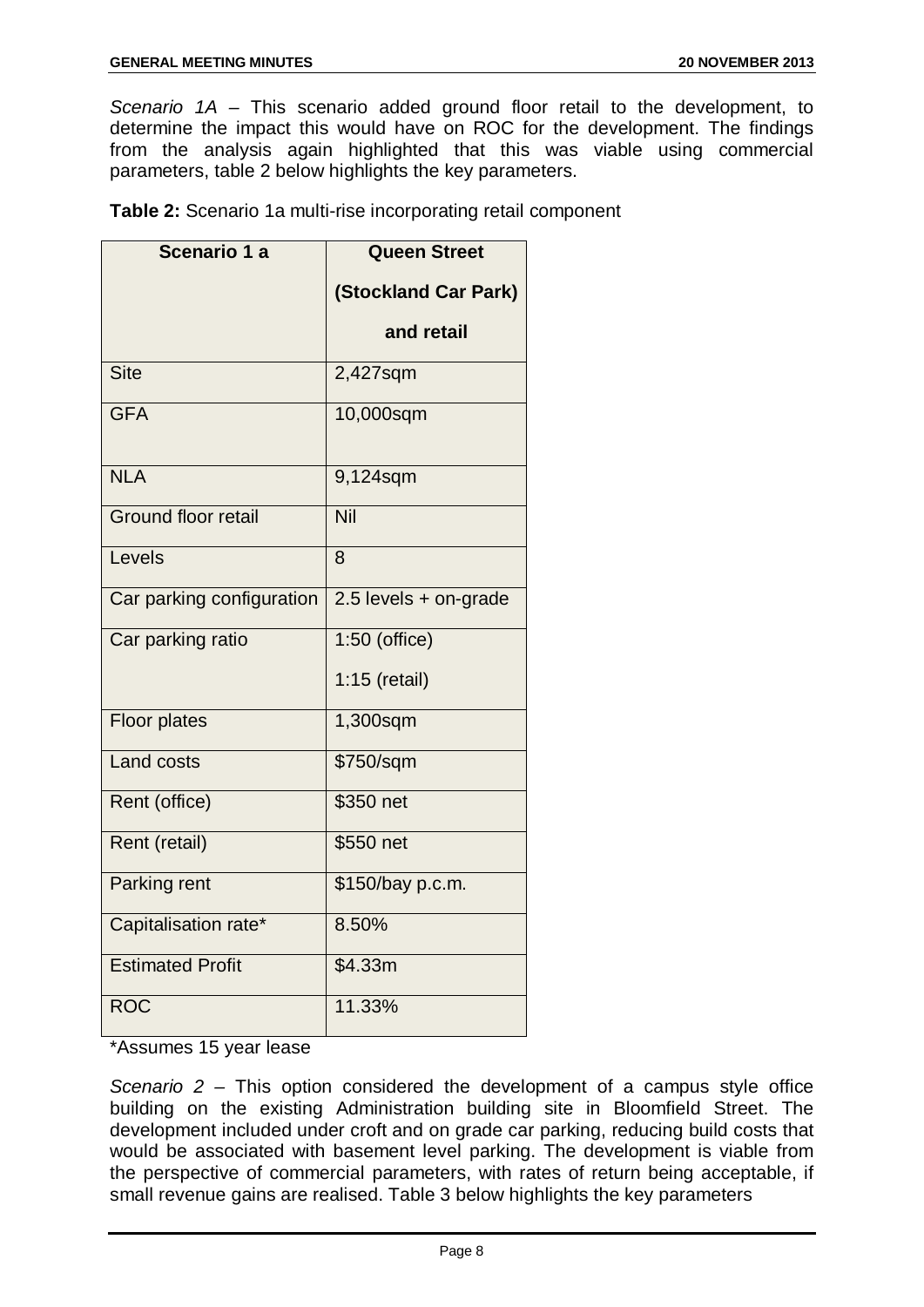*Scenario 1A* – This scenario added ground floor retail to the development, to determine the impact this would have on ROC for the development. The findings from the analysis again highlighted that this was viable using commercial parameters, table 2 below highlights the key parameters.

**Table 2:** Scenario 1a multi-rise incorporating retail component

| Scenario 1 a | Queen Street (Stockland Car Park) and retail |
|---|---|
| Site | 2,427sqm |
| GFA | 10,000sqm |
| NLA | 9,124sqm |
| Ground floor retail | Nil |
| Levels | 8 |
| Car parking configuration | 2.5 levels + on-grade |
| Car parking ratio | 1:50 (office)<br>1:15 (retail) |
| Floor plates | 1,300sqm |
| Land costs | $750/sqm |
| Rent (office) | $350 net |
| Rent (retail) | $550 net |
| Parking rent | $150/bay p.c.m. |
| Capitalisation rate* | 8.50% |
| Estimated Profit | $4.33m |
| ROC | 11.33% |

*Assumes 15 year lease

*Scenario 2* – This option considered the development of a campus style office building on the existing Administration building site in Bloomfield Street. The development included under croft and on grade car parking, reducing build costs that would be associated with basement level parking. The development is viable from the perspective of commercial parameters, with rates of return being acceptable, if small revenue gains are realised. Table 3 below highlights the key parameters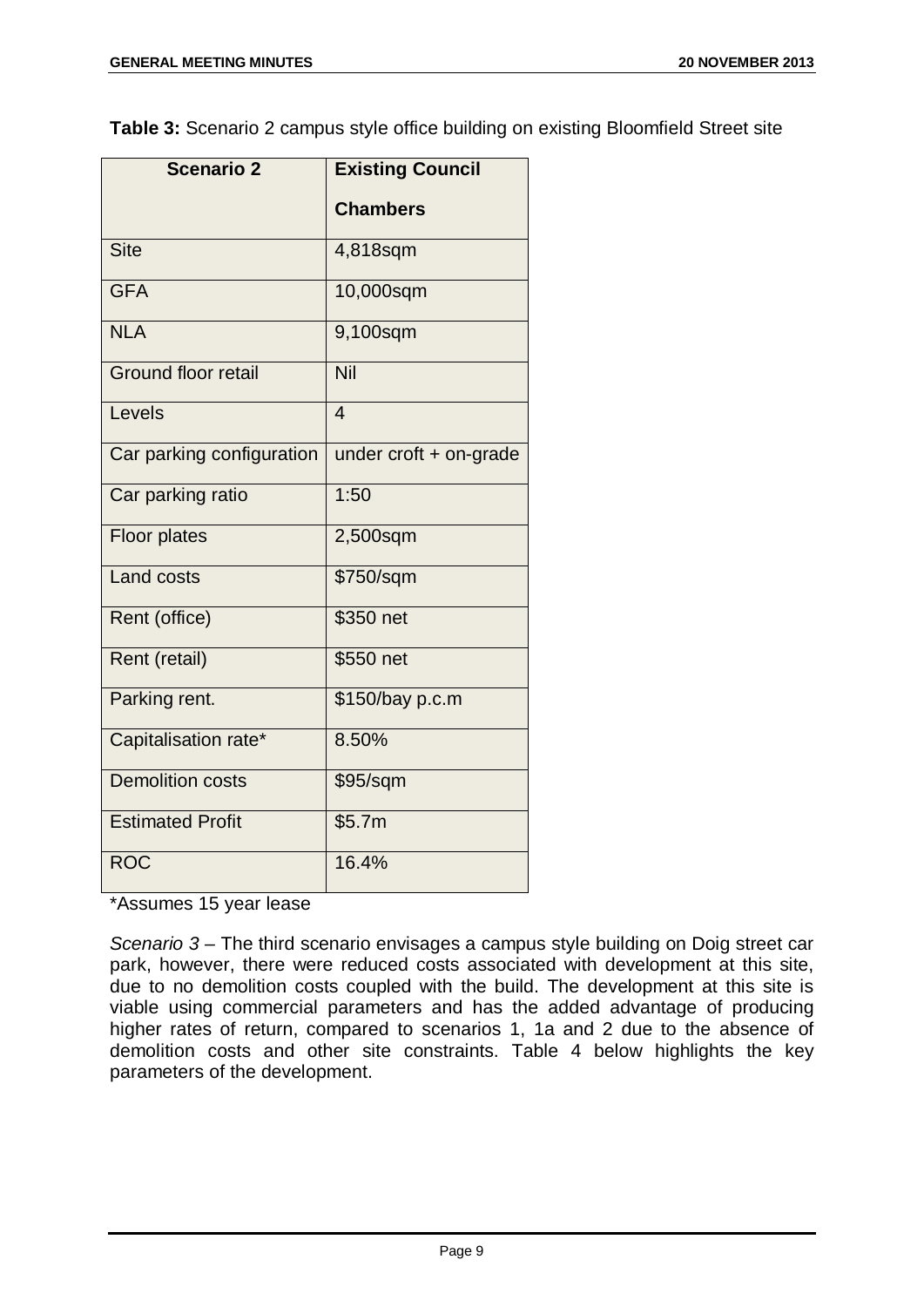**Table 3:** Scenario 2 campus style office building on existing Bloomfield Street site

| Scenario 2 | Existing Council Chambers |
|---|---|
| Site | 4,818sqm |
| GFA | 10,000sqm |
| NLA | 9,100sqm |
| Ground floor retail | Nil |
| Levels | 4 |
| Car parking configuration | under croft + on-grade |
| Car parking ratio | 1:50 |
| Floor plates | 2,500sqm |
| Land costs | $750/sqm |
| Rent (office) | $350 net |
| Rent (retail) | $550 net |
| Parking rent. | $150/bay p.c.m |
| Capitalisation rate* | 8.50% |
| Demolition costs | $95/sqm |
| Estimated Profit | $5.7m |
| ROC | 16.4% |

*Assumes 15 year lease

*Scenario 3* – The third scenario envisages a campus style building on Doig street car park, however, there were reduced costs associated with development at this site, due to no demolition costs coupled with the build. The development at this site is viable using commercial parameters and has the added advantage of producing higher rates of return, compared to scenarios 1, 1a and 2 due to the absence of demolition costs and other site constraints. Table 4 below highlights the key parameters of the development.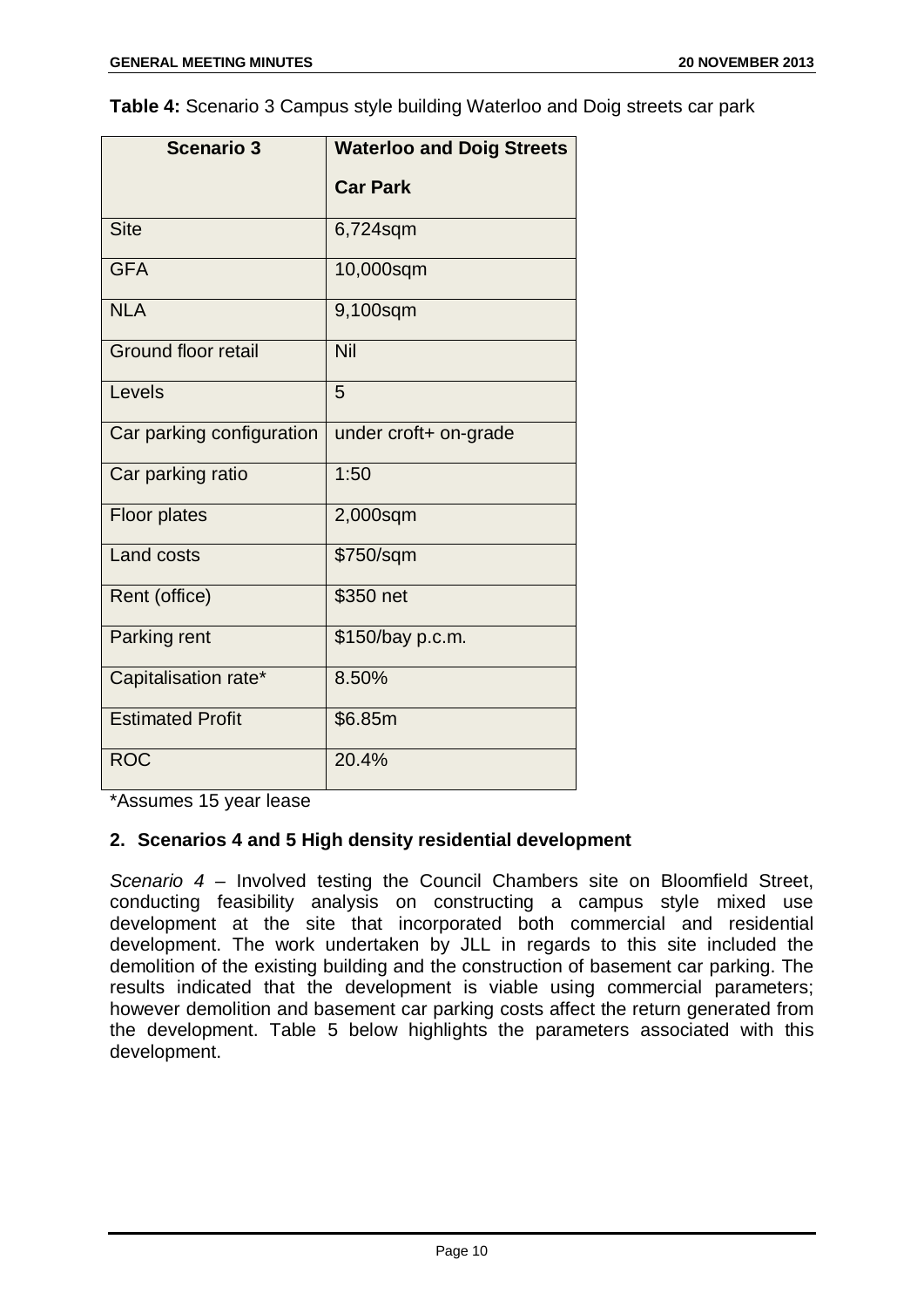**Table 4:** Scenario 3 Campus style building Waterloo and Doig streets car park

| Scenario 3 | Waterloo and Doig Streets Car Park |
| --- | --- |
| Site | 6,724sqm |
| GFA | 10,000sqm |
| NLA | 9,100sqm |
| Ground floor retail | Nil |
| Levels | 5 |
| Car parking configuration | under croft+ on-grade |
| Car parking ratio | 1:50 |
| Floor plates | 2,000sqm |
| Land costs | $750/sqm |
| Rent (office) | $350 net |
| Parking rent | $150/bay p.c.m. |
| Capitalisation rate* | 8.50% |
| Estimated Profit | $6.85m |
| ROC | 20.4% |

*Assumes 15 year lease

## 2. Scenarios 4 and 5 High density residential development

*Scenario 4* – Involved testing the Council Chambers site on Bloomfield Street, conducting feasibility analysis on constructing a campus style mixed use development at the site that incorporated both commercial and residential development. The work undertaken by JLL in regards to this site included the demolition of the existing building and the construction of basement car parking. The results indicated that the development is viable using commercial parameters; however demolition and basement car parking costs affect the return generated from the development. Table 5 below highlights the parameters associated with this development.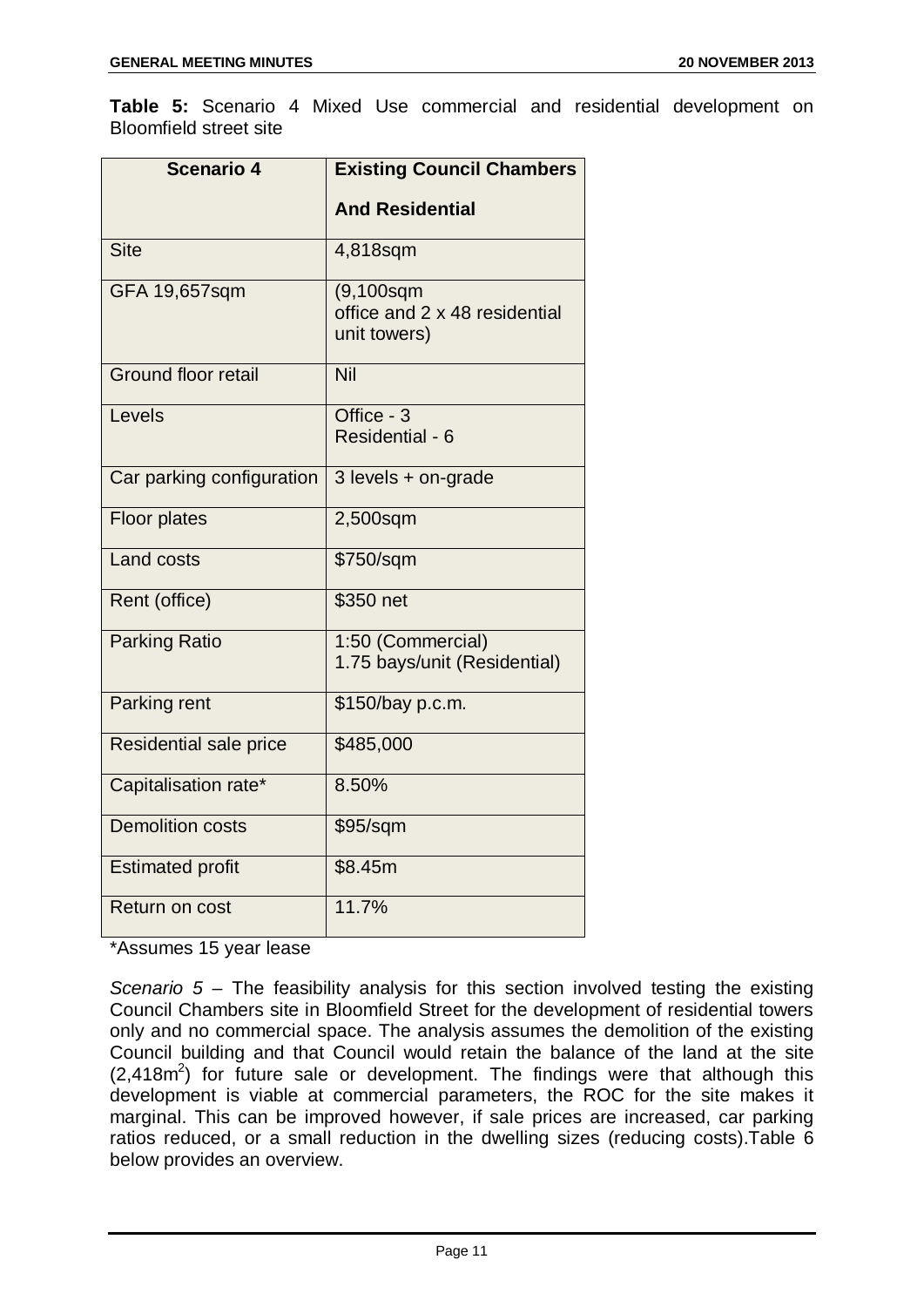**Table 5:** Scenario 4 Mixed Use commercial and residential development on Bloomfield street site

| Scenario 4 | Existing Council Chambers<br><br>And Residential |
|---|---|
| Site | 4,818sqm |
| GFA 19,657sqm | (9,100sqm office and 2 x 48 residential unit towers) |
| Ground floor retail | Nil |
| Levels | Office - 3<br>Residential - 6 |
| Car parking configuration | 3 levels + on-grade |
| Floor plates | 2,500sqm |
| Land costs | $750/sqm |
| Rent (office) | $350 net |
| Parking Ratio | 1:50 (Commercial)<br>1.75 bays/unit (Residential) |
| Parking rent | $150/bay p.c.m. |
| Residential sale price | $485,000 |
| Capitalisation rate* | 8.50% |
| Demolition costs | $95/sqm |
| Estimated profit | $8.45m |
| Return on cost | 11.7% |

*Assumes 15 year lease

*Scenario 5* – The feasibility analysis for this section involved testing the existing Council Chambers site in Bloomfield Street for the development of residential towers only and no commercial space. The analysis assumes the demolition of the existing Council building and that Council would retain the balance of the land at the site (2,418$m^2$) for future sale or development. The findings were that although this development is viable at commercial parameters, the ROC for the site makes it marginal. This can be improved however, if sale prices are increased, car parking ratios reduced, or a small reduction in the dwelling sizes (reducing costs).Table 6 below provides an overview.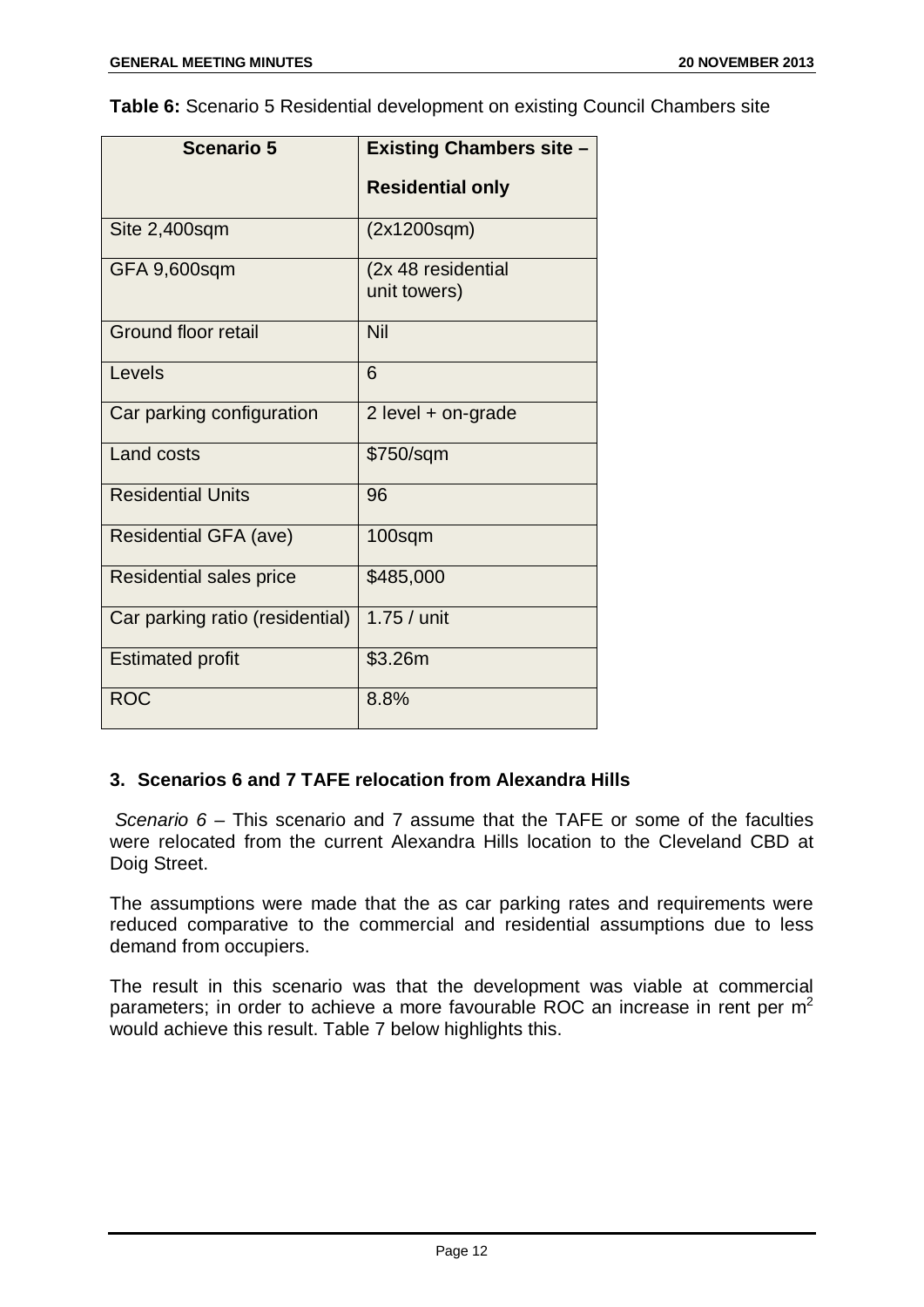**Table 6:** Scenario 5 Residential development on existing Council Chambers site

| Scenario 5 | Existing Chambers site – Residential only |
|---|---|
| Site 2,400sqm | (2x1200sqm) |
| GFA 9,600sqm | (2x 48 residential unit towers) |
| Ground floor retail | Nil |
| Levels | 6 |
| Car parking configuration | 2 level + on-grade |
| Land costs | $750/sqm |
| Residential Units | 96 |
| Residential GFA (ave) | 100sqm |
| Residential sales price | $485,000 |
| Car parking ratio (residential) | 1.75 / unit |
| Estimated profit | $3.26m |
| ROC | 8.8% |

### 3. Scenarios 6 and 7 TAFE relocation from Alexandra Hills

*Scenario 6* – This scenario and 7 assume that the TAFE or some of the faculties were relocated from the current Alexandra Hills location to the Cleveland CBD at Doig Street.

The assumptions were made that the as car parking rates and requirements were reduced comparative to the commercial and residential assumptions due to less demand from occupiers.

The result in this scenario was that the development was viable at commercial parameters; in order to achieve a more favourable ROC an increase in rent per $m^2$ would achieve this result. Table 7 below highlights this.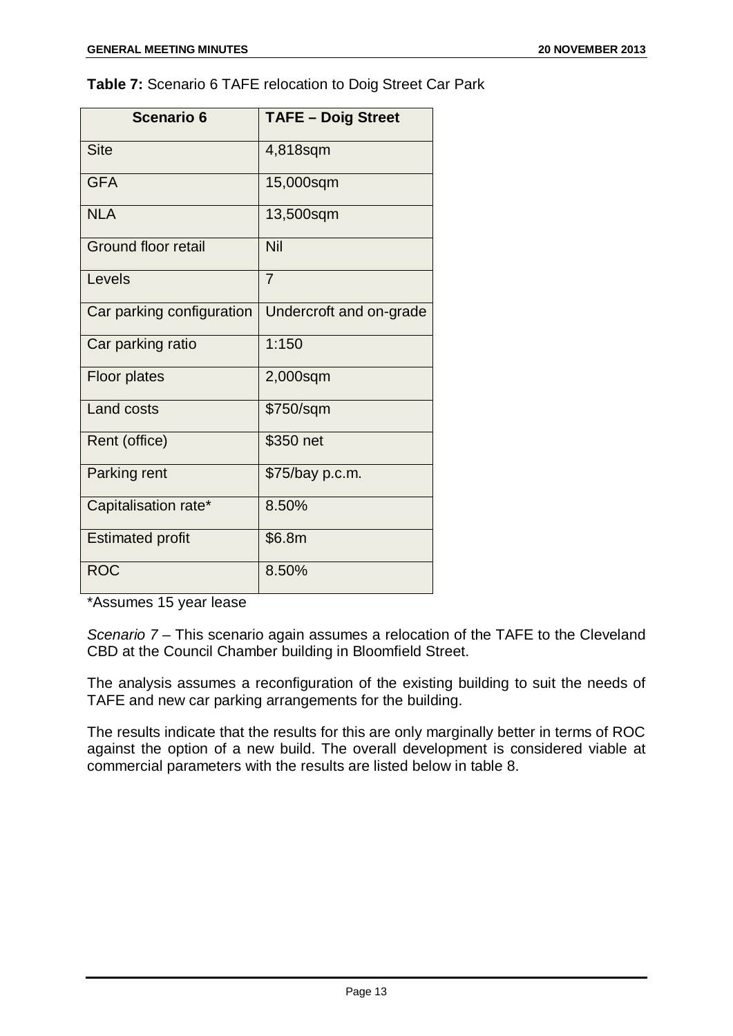**Table 7:** Scenario 6 TAFE relocation to Doig Street Car Park

| Scenario 6 | TAFE – Doig Street |
|---|---|
| Site | 4,818sqm |
| GFA | 15,000sqm |
| NLA | 13,500sqm |
| Ground floor retail | Nil |
| Levels | 7 |
| Car parking configuration | Undercroft and on-grade |
| Car parking ratio | 1:150 |
| Floor plates | 2,000sqm |
| Land costs | $750/sqm |
| Rent (office) | $350 net |
| Parking rent | $75/bay p.c.m. |
| Capitalisation rate* | 8.50% |
| Estimated profit | $6.8m |
| ROC | 8.50% |

*Assumes 15 year lease

*Scenario 7* – This scenario again assumes a relocation of the TAFE to the Cleveland CBD at the Council Chamber building in Bloomfield Street.

The analysis assumes a reconfiguration of the existing building to suit the needs of TAFE and new car parking arrangements for the building.

The results indicate that the results for this are only marginally better in terms of ROC against the option of a new build. The overall development is considered viable at commercial parameters with the results are listed below in table 8.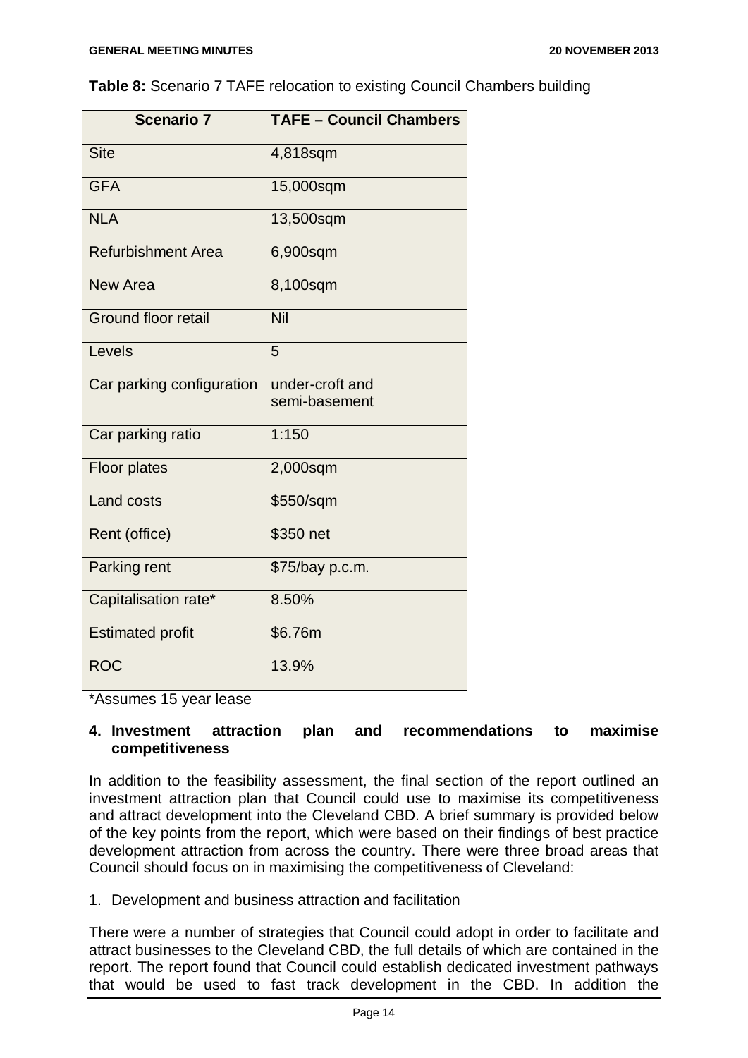**Table 8:** Scenario 7 TAFE relocation to existing Council Chambers building

| Scenario 7 | TAFE – Council Chambers |
|---|---|
| Site | 4,818sqm |
| GFA | 15,000sqm |
| NLA | 13,500sqm |
| Refurbishment Area | 6,900sqm |
| New Area | 8,100sqm |
| Ground floor retail | Nil |
| Levels | 5 |
| Car parking configuration | under-croft and semi-basement |
| Car parking ratio | 1:150 |
| Floor plates | 2,000sqm |
| Land costs | $550/sqm |
| Rent (office) | $350 net |
| Parking rent | $75/bay p.c.m. |
| Capitalisation rate* | 8.50% |
| Estimated profit | $6.76m |
| ROC | 13.9% |

*Assumes 15 year lease

**4. Investment attraction plan and recommendations to maximise competitiveness**

In addition to the feasibility assessment, the final section of the report outlined an investment attraction plan that Council could use to maximise its competitiveness and attract development into the Cleveland CBD. A brief summary is provided below of the key points from the report, which were based on their findings of best practice development attraction from across the country. There were three broad areas that Council should focus on in maximising the competitiveness of Cleveland:

1. Development and business attraction and facilitation

There were a number of strategies that Council could adopt in order to facilitate and attract businesses to the Cleveland CBD, the full details of which are contained in the report. The report found that Council could establish dedicated investment pathways that would be used to fast track development in the CBD. In addition the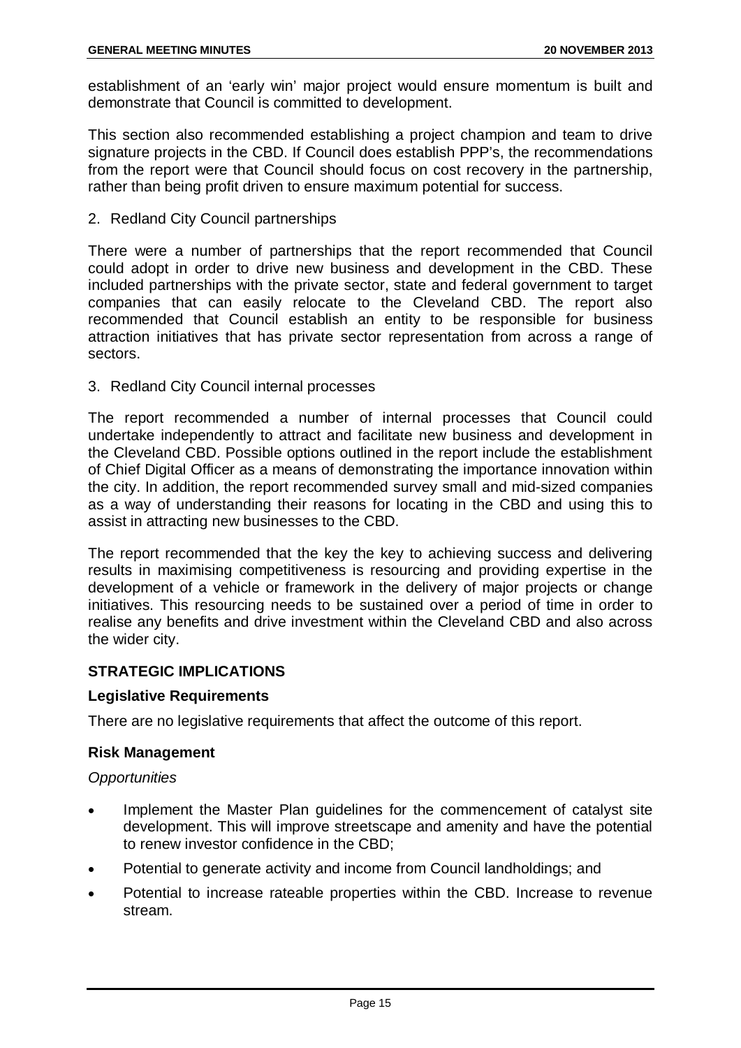establishment of an 'early win' major project would ensure momentum is built and demonstrate that Council is committed to development.

This section also recommended establishing a project champion and team to drive signature projects in the CBD. If Council does establish PPP's, the recommendations from the report were that Council should focus on cost recovery in the partnership, rather than being profit driven to ensure maximum potential for success.

2. Redland City Council partnerships

There were a number of partnerships that the report recommended that Council could adopt in order to drive new business and development in the CBD. These included partnerships with the private sector, state and federal government to target companies that can easily relocate to the Cleveland CBD. The report also recommended that Council establish an entity to be responsible for business attraction initiatives that has private sector representation from across a range of sectors.

3. Redland City Council internal processes

The report recommended a number of internal processes that Council could undertake independently to attract and facilitate new business and development in the Cleveland CBD. Possible options outlined in the report include the establishment of Chief Digital Officer as a means of demonstrating the importance innovation within the city. In addition, the report recommended survey small and mid-sized companies as a way of understanding their reasons for locating in the CBD and using this to assist in attracting new businesses to the CBD.

The report recommended that the key the key to achieving success and delivering results in maximising competitiveness is resourcing and providing expertise in the development of a vehicle or framework in the delivery of major projects or change initiatives. This resourcing needs to be sustained over a period of time in order to realise any benefits and drive investment within the Cleveland CBD and also across the wider city.

## STRATEGIC IMPLICATIONS

### Legislative Requirements

There are no legislative requirements that affect the outcome of this report.

### Risk Management

*Opportunities*

- Implement the Master Plan guidelines for the commencement of catalyst site development. This will improve streetscape and amenity and have the potential to renew investor confidence in the CBD;
- Potential to generate activity and income from Council landholdings; and
- Potential to increase rateable properties within the CBD. Increase to revenue stream.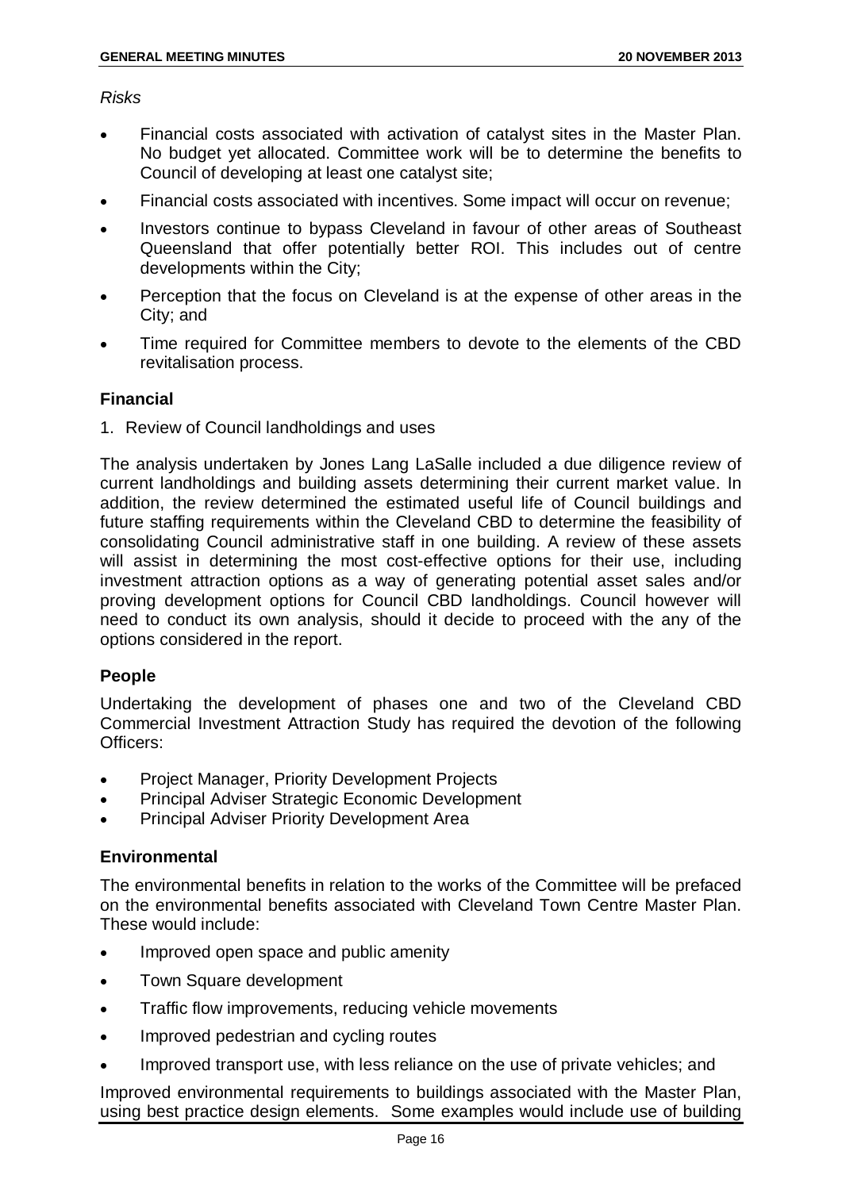*Risks*

- Financial costs associated with activation of catalyst sites in the Master Plan. No budget yet allocated. Committee work will be to determine the benefits to Council of developing at least one catalyst site;
- Financial costs associated with incentives. Some impact will occur on revenue;
- Investors continue to bypass Cleveland in favour of other areas of Southeast Queensland that offer potentially better ROI. This includes out of centre developments within the City;
- Perception that the focus on Cleveland is at the expense of other areas in the City; and
- Time required for Committee members to devote to the elements of the CBD revitalisation process.

## Financial

1. Review of Council landholdings and uses

The analysis undertaken by Jones Lang LaSalle included a due diligence review of current landholdings and building assets determining their current market value. In addition, the review determined the estimated useful life of Council buildings and future staffing requirements within the Cleveland CBD to determine the feasibility of consolidating Council administrative staff in one building. A review of these assets will assist in determining the most cost-effective options for their use, including investment attraction options as a way of generating potential asset sales and/or proving development options for Council CBD landholdings. Council however will need to conduct its own analysis, should it decide to proceed with the any of the options considered in the report.

## People

Undertaking the development of phases one and two of the Cleveland CBD Commercial Investment Attraction Study has required the devotion of the following Officers:

- Project Manager, Priority Development Projects
- Principal Adviser Strategic Economic Development
- Principal Adviser Priority Development Area

## Environmental

The environmental benefits in relation to the works of the Committee will be prefaced on the environmental benefits associated with Cleveland Town Centre Master Plan. These would include:

- Improved open space and public amenity
- Town Square development
- Traffic flow improvements, reducing vehicle movements
- Improved pedestrian and cycling routes
- Improved transport use, with less reliance on the use of private vehicles; and

Improved environmental requirements to buildings associated with the Master Plan, using best practice design elements. Some examples would include use of building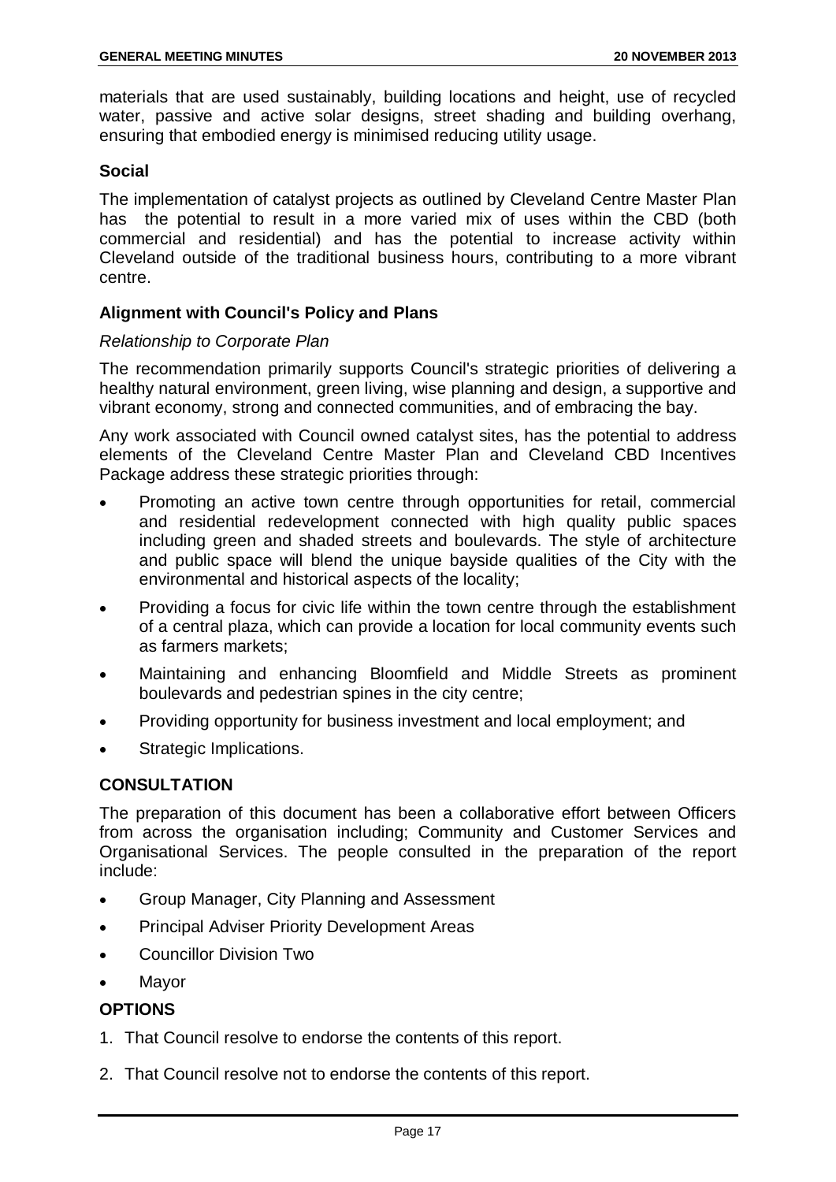materials that are used sustainably, building locations and height, use of recycled water, passive and active solar designs, street shading and building overhang, ensuring that embodied energy is minimised reducing utility usage.

### Social

The implementation of catalyst projects as outlined by Cleveland Centre Master Plan has the potential to result in a more varied mix of uses within the CBD (both commercial and residential) and has the potential to increase activity within Cleveland outside of the traditional business hours, contributing to a more vibrant centre.

### Alignment with Council's Policy and Plans

*Relationship to Corporate Plan*

The recommendation primarily supports Council's strategic priorities of delivering a healthy natural environment, green living, wise planning and design, a supportive and vibrant economy, strong and connected communities, and of embracing the bay.

Any work associated with Council owned catalyst sites, has the potential to address elements of the Cleveland Centre Master Plan and Cleveland CBD Incentives Package address these strategic priorities through:

- Promoting an active town centre through opportunities for retail, commercial and residential redevelopment connected with high quality public spaces including green and shaded streets and boulevards. The style of architecture and public space will blend the unique bayside qualities of the City with the environmental and historical aspects of the locality;
- Providing a focus for civic life within the town centre through the establishment of a central plaza, which can provide a location for local community events such as farmers markets;
- Maintaining and enhancing Bloomfield and Middle Streets as prominent boulevards and pedestrian spines in the city centre;
- Providing opportunity for business investment and local employment; and
- Strategic Implications.

## CONSULTATION

The preparation of this document has been a collaborative effort between Officers from across the organisation including; Community and Customer Services and Organisational Services. The people consulted in the preparation of the report include:

- Group Manager, City Planning and Assessment
- Principal Adviser Priority Development Areas
- Councillor Division Two
- Mayor

## OPTIONS

1. That Council resolve to endorse the contents of this report.
2. That Council resolve not to endorse the contents of this report.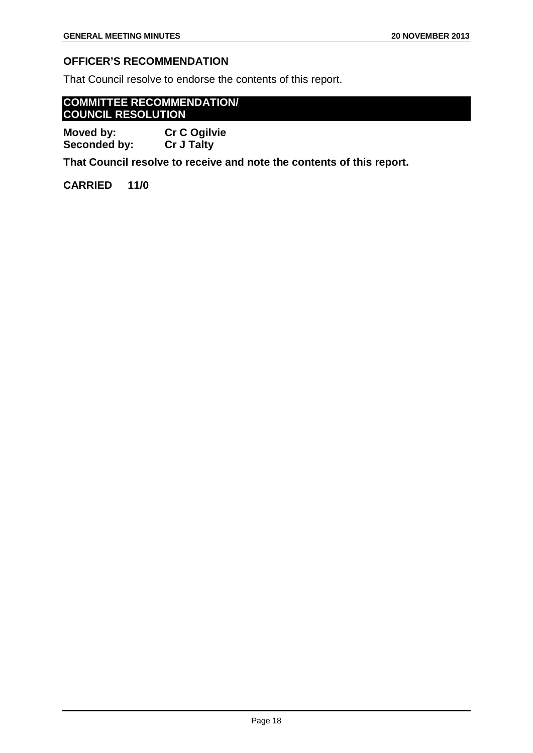## OFFICER'S RECOMMENDATION

That Council resolve to endorse the contents of this report.

## COMMITTEE RECOMMENDATION/ COUNCIL RESOLUTION

**Moved by:** **Cr C Ogilvie**
**Seconded by:** **Cr J Talty**

**That Council resolve to receive and note the contents of this report.**

**CARRIED 11/0**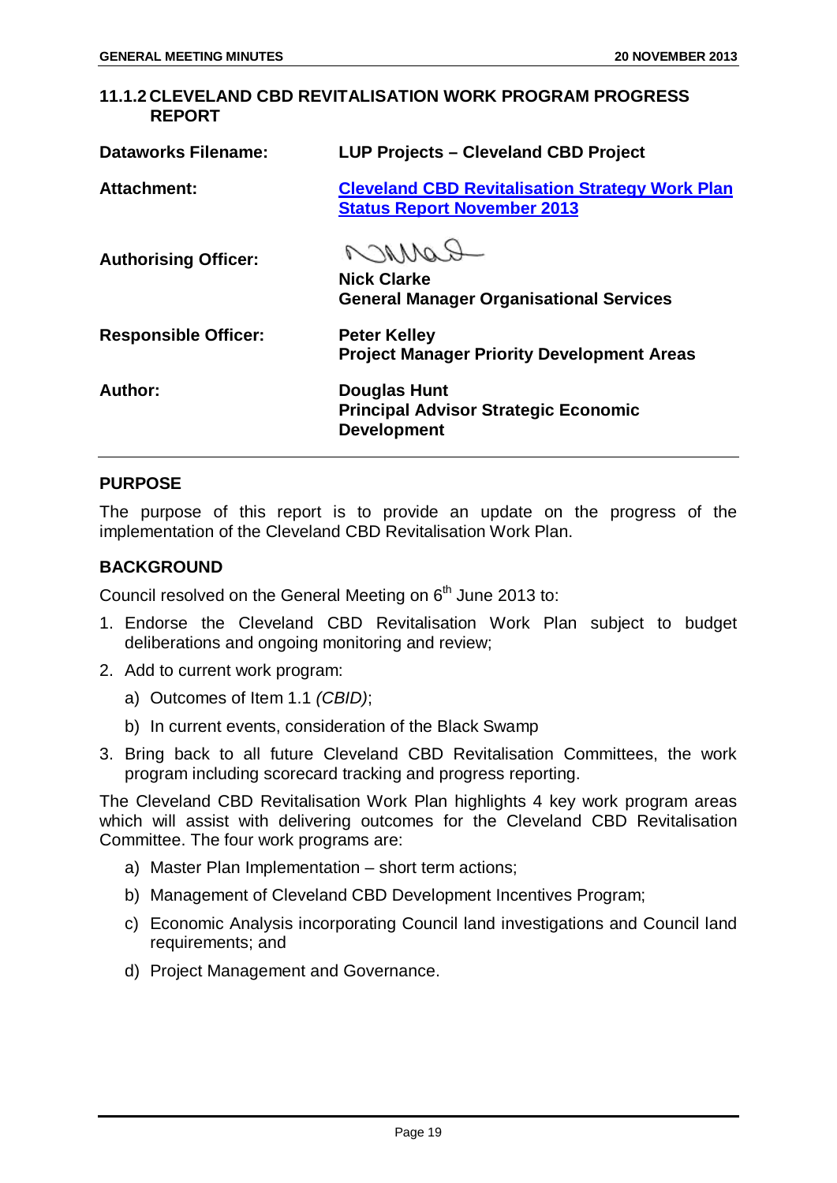### 11.1.2 CLEVELAND CBD REVITALISATION WORK PROGRAM PROGRESS REPORT

| | |
|---|---|
| **Dataworks Filename:** | **LUP Projects – Cleveland CBD Project** |
| **Attachment:** | **Cleveland CBD Revitalisation Strategy Work Plan Status Report November 2013** |
| **Authorising Officer:** | **Nick Clarke**<br>**General Manager Organisational Services** |
| **Responsible Officer:** | **Peter Kelley**<br>**Project Manager Priority Development Areas** |
| **Author:** | **Douglas Hunt**<br>**Principal Advisor Strategic Economic Development** |

## PURPOSE

The purpose of this report is to provide an update on the progress of the implementation of the Cleveland CBD Revitalisation Work Plan.

## BACKGROUND

Council resolved on the General Meeting on 6th June 2013 to:

1. Endorse the Cleveland CBD Revitalisation Work Plan subject to budget deliberations and ongoing monitoring and review;
2. Add to current work program:
   a) Outcomes of Item 1.1 *(CBID)*;
   b) In current events, consideration of the Black Swamp
3. Bring back to all future Cleveland CBD Revitalisation Committees, the work program including scorecard tracking and progress reporting.

The Cleveland CBD Revitalisation Work Plan highlights 4 key work program areas which will assist with delivering outcomes for the Cleveland CBD Revitalisation Committee. The four work programs are:

a) Master Plan Implementation – short term actions;
b) Management of Cleveland CBD Development Incentives Program;
c) Economic Analysis incorporating Council land investigations and Council land requirements; and
d) Project Management and Governance.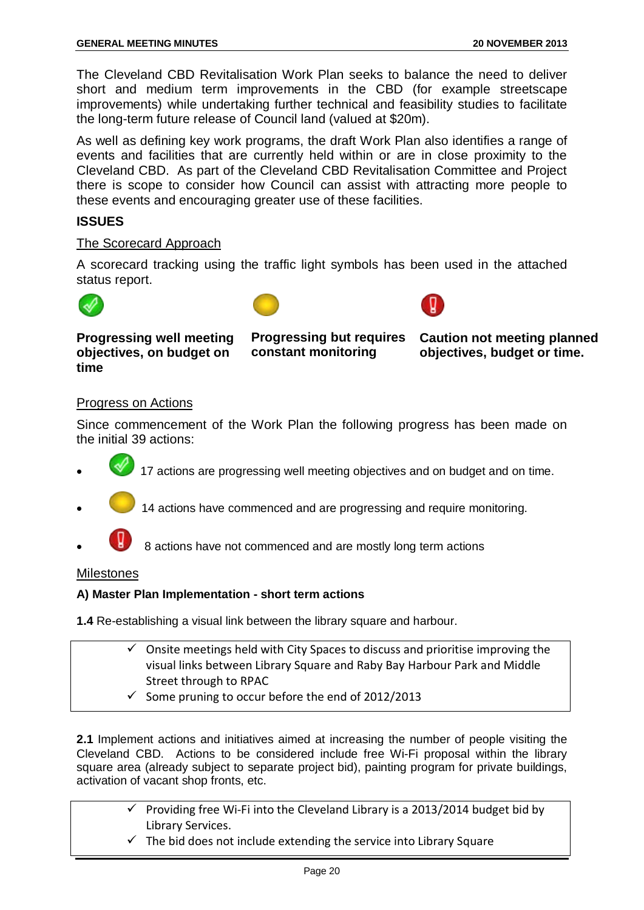The Cleveland CBD Revitalisation Work Plan seeks to balance the need to deliver short and medium term improvements in the CBD (for example streetscape improvements) while undertaking further technical and feasibility studies to facilitate the long-term future release of Council land (valued at $20m).

As well as defining key work programs, the draft Work Plan also identifies a range of events and facilities that are currently held within or are in close proximity to the Cleveland CBD. As part of the Cleveland CBD Revitalisation Committee and Project there is scope to consider how Council can assist with attracting more people to these events and encouraging greater use of these facilities.

## ISSUES

### The Scorecard Approach

A scorecard tracking using the traffic light symbols has been used in the attached status report.

| Green | Yellow | Red |
|---|---|---|
| **Progressing well meeting objectives, on budget on time** | **Progressing but requires constant monitoring** | **Caution not meeting planned objectives, budget or time.** |

### Progress on Actions

Since commencement of the Work Plan the following progress has been made on the initial 39 actions:

- 17 actions are progressing well meeting objectives and on budget and on time.
- 14 actions have commenced and are progressing and require monitoring.
- 8 actions have not commenced and are mostly long term actions

### Milestones

**A) Master Plan Implementation - short term actions**

**1.4** Re-establishing a visual link between the library square and harbour.

- ✓ Onsite meetings held with City Spaces to discuss and prioritise improving the visual links between Library Square and Raby Bay Harbour Park and Middle Street through to RPAC
- ✓ Some pruning to occur before the end of 2012/2013

**2.1** Implement actions and initiatives aimed at increasing the number of people visiting the Cleveland CBD. Actions to be considered include free Wi-Fi proposal within the library square area (already subject to separate project bid), painting program for private buildings, activation of vacant shop fronts, etc.

- ✓ Providing free Wi-Fi into the Cleveland Library is a 2013/2014 budget bid by Library Services.
- ✓ The bid does not include extending the service into Library Square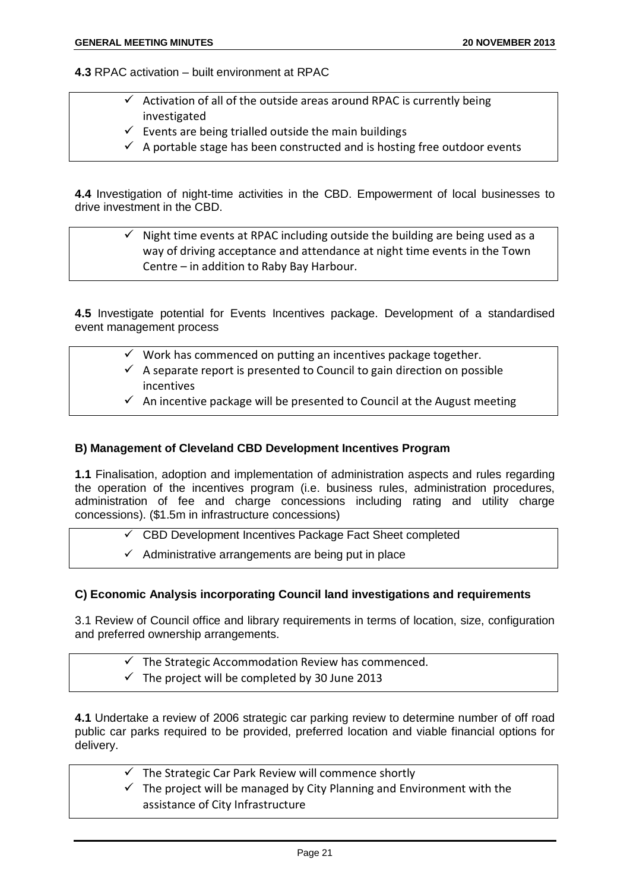**4.3** RPAC activation – built environment at RPAC

- ✓ Activation of all of the outside areas around RPAC is currently being investigated
- ✓ Events are being trialled outside the main buildings
- ✓ A portable stage has been constructed and is hosting free outdoor events

**4.4** Investigation of night-time activities in the CBD. Empowerment of local businesses to drive investment in the CBD.

- ✓ Night time events at RPAC including outside the building are being used as a way of driving acceptance and attendance at night time events in the Town Centre – in addition to Raby Bay Harbour.

**4.5** Investigate potential for Events Incentives package. Development of a standardised event management process

- ✓ Work has commenced on putting an incentives package together.
- ✓ A separate report is presented to Council to gain direction on possible incentives
- ✓ An incentive package will be presented to Council at the August meeting

### B) Management of Cleveland CBD Development Incentives Program

**1.1** Finalisation, adoption and implementation of administration aspects and rules regarding the operation of the incentives program (i.e. business rules, administration procedures, administration of fee and charge concessions including rating and utility charge concessions). ($1.5m in infrastructure concessions)

- ✓ CBD Development Incentives Package Fact Sheet completed
- ✓ Administrative arrangements are being put in place

### C) Economic Analysis incorporating Council land investigations and requirements

3.1 Review of Council office and library requirements in terms of location, size, configuration and preferred ownership arrangements.

- ✓ The Strategic Accommodation Review has commenced.
- ✓ The project will be completed by 30 June 2013

**4.1** Undertake a review of 2006 strategic car parking review to determine number of off road public car parks required to be provided, preferred location and viable financial options for delivery.

- ✓ The Strategic Car Park Review will commence shortly
- ✓ The project will be managed by City Planning and Environment with the assistance of City Infrastructure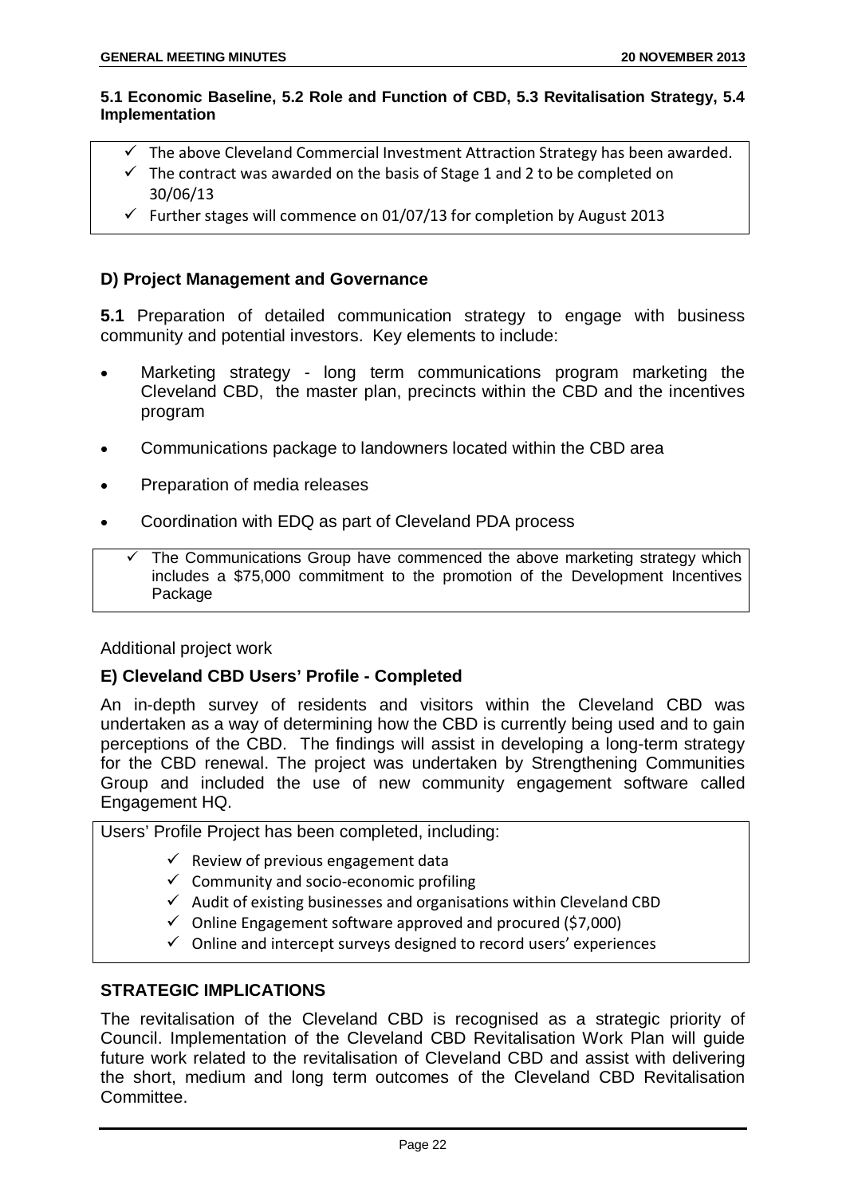**5.1 Economic Baseline, 5.2 Role and Function of CBD, 5.3 Revitalisation Strategy, 5.4 Implementation**

- ✓ The above Cleveland Commercial Investment Attraction Strategy has been awarded.
- ✓ The contract was awarded on the basis of Stage 1 and 2 to be completed on 30/06/13
- ✓ Further stages will commence on 01/07/13 for completion by August 2013

### D) Project Management and Governance

**5.1** Preparation of detailed communication strategy to engage with business community and potential investors. Key elements to include:

- Marketing strategy - long term communications program marketing the Cleveland CBD, the master plan, precincts within the CBD and the incentives program
- Communications package to landowners located within the CBD area
- Preparation of media releases
- Coordination with EDQ as part of Cleveland PDA process

- ✓ The Communications Group have commenced the above marketing strategy which includes a $75,000 commitment to the promotion of the Development Incentives Package

Additional project work

### E) Cleveland CBD Users' Profile - Completed

An in-depth survey of residents and visitors within the Cleveland CBD was undertaken as a way of determining how the CBD is currently being used and to gain perceptions of the CBD. The findings will assist in developing a long-term strategy for the CBD renewal. The project was undertaken by Strengthening Communities Group and included the use of new community engagement software called Engagement HQ.

Users' Profile Project has been completed, including:

- ✓ Review of previous engagement data
- ✓ Community and socio-economic profiling
- ✓ Audit of existing businesses and organisations within Cleveland CBD
- ✓ Online Engagement software approved and procured ($7,000)
- ✓ Online and intercept surveys designed to record users' experiences

## STRATEGIC IMPLICATIONS

The revitalisation of the Cleveland CBD is recognised as a strategic priority of Council. Implementation of the Cleveland CBD Revitalisation Work Plan will guide future work related to the revitalisation of Cleveland CBD and assist with delivering the short, medium and long term outcomes of the Cleveland CBD Revitalisation Committee.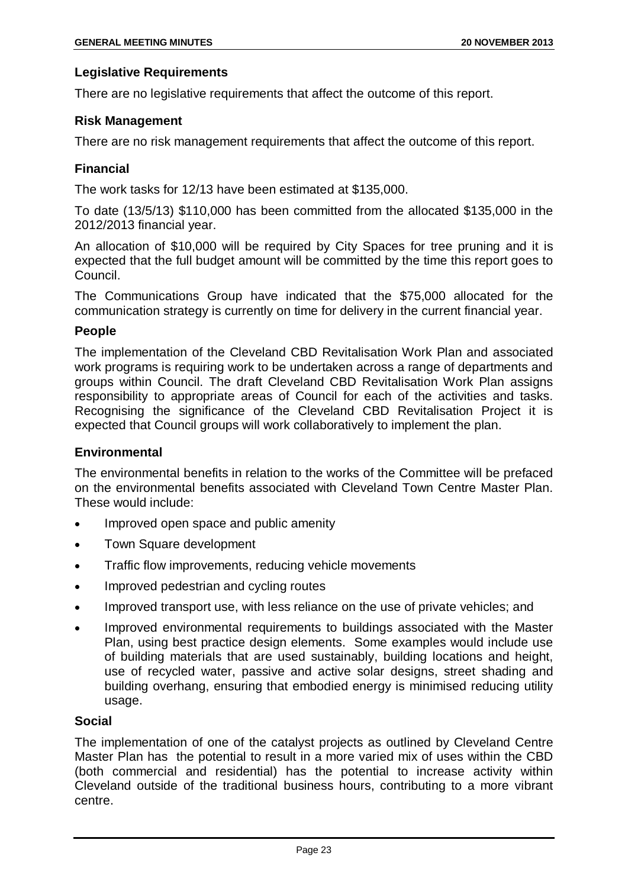### Legislative Requirements

There are no legislative requirements that affect the outcome of this report.

### Risk Management

There are no risk management requirements that affect the outcome of this report.

### Financial

The work tasks for 12/13 have been estimated at $135,000.

To date (13/5/13) $110,000 has been committed from the allocated $135,000 in the 2012/2013 financial year.

An allocation of $10,000 will be required by City Spaces for tree pruning and it is expected that the full budget amount will be committed by the time this report goes to Council.

The Communications Group have indicated that the $75,000 allocated for the communication strategy is currently on time for delivery in the current financial year.

### People

The implementation of the Cleveland CBD Revitalisation Work Plan and associated work programs is requiring work to be undertaken across a range of departments and groups within Council. The draft Cleveland CBD Revitalisation Work Plan assigns responsibility to appropriate areas of Council for each of the activities and tasks. Recognising the significance of the Cleveland CBD Revitalisation Project it is expected that Council groups will work collaboratively to implement the plan.

### Environmental

The environmental benefits in relation to the works of the Committee will be prefaced on the environmental benefits associated with Cleveland Town Centre Master Plan. These would include:

- Improved open space and public amenity
- Town Square development
- Traffic flow improvements, reducing vehicle movements
- Improved pedestrian and cycling routes
- Improved transport use, with less reliance on the use of private vehicles; and
- Improved environmental requirements to buildings associated with the Master Plan, using best practice design elements. Some examples would include use of building materials that are used sustainably, building locations and height, use of recycled water, passive and active solar designs, street shading and building overhang, ensuring that embodied energy is minimised reducing utility usage.

### Social

The implementation of one of the catalyst projects as outlined by Cleveland Centre Master Plan has the potential to result in a more varied mix of uses within the CBD (both commercial and residential) has the potential to increase activity within Cleveland outside of the traditional business hours, contributing to a more vibrant centre.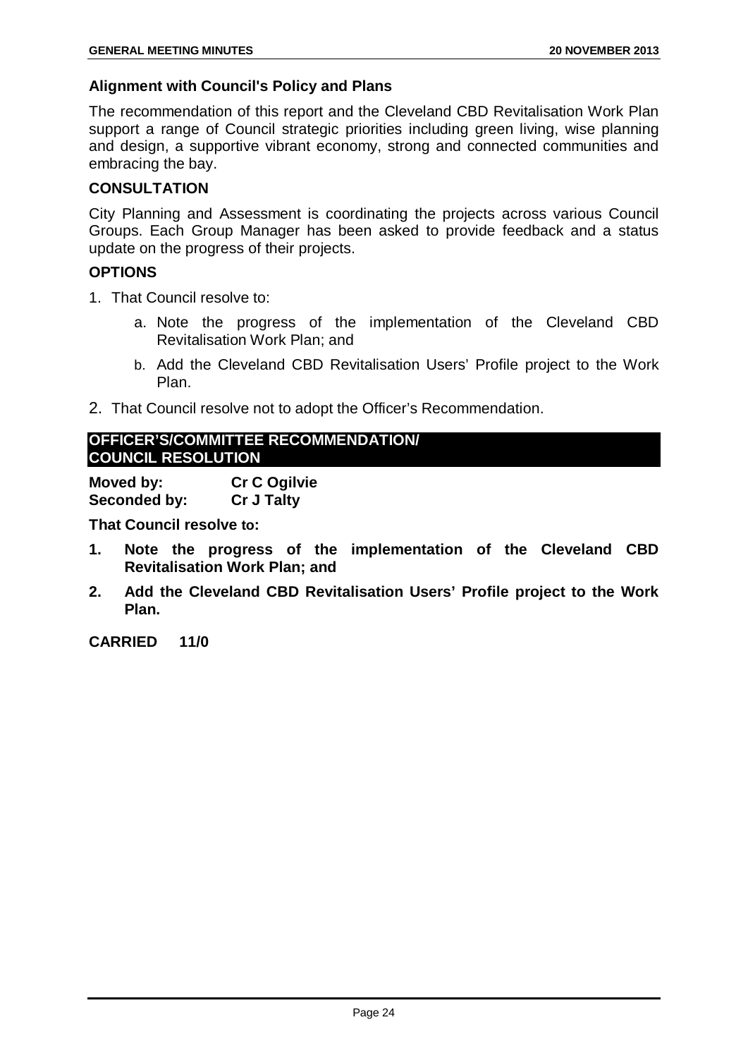### Alignment with Council's Policy and Plans

The recommendation of this report and the Cleveland CBD Revitalisation Work Plan support a range of Council strategic priorities including green living, wise planning and design, a supportive vibrant economy, strong and connected communities and embracing the bay.

### CONSULTATION

City Planning and Assessment is coordinating the projects across various Council Groups. Each Group Manager has been asked to provide feedback and a status update on the progress of their projects.

### OPTIONS

1. That Council resolve to:
   a. Note the progress of the implementation of the Cleveland CBD Revitalisation Work Plan; and
   b. Add the Cleveland CBD Revitalisation Users' Profile project to the Work Plan.
2. That Council resolve not to adopt the Officer's Recommendation.

### OFFICER'S/COMMITTEE RECOMMENDATION/ COUNCIL RESOLUTION

**Moved by:** **Cr C Ogilvie**
**Seconded by:** **Cr J Talty**

**That Council resolve to:**

1. **Note the progress of the implementation of the Cleveland CBD Revitalisation Work Plan; and**
2. **Add the Cleveland CBD Revitalisation Users' Profile project to the Work Plan.**

**CARRIED 11/0**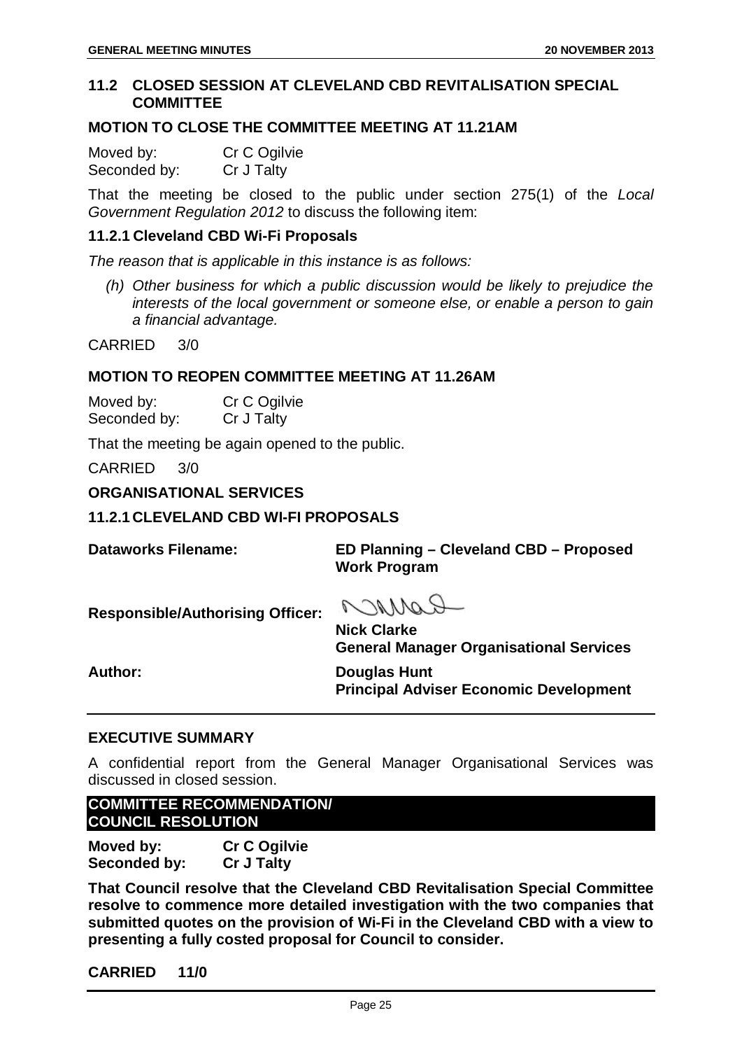## 11.2 CLOSED SESSION AT CLEVELAND CBD REVITALISATION SPECIAL COMMITTEE

### MOTION TO CLOSE THE COMMITTEE MEETING AT 11.21AM

Moved by: Cr C Ogilvie
Seconded by: Cr J Talty

That the meeting be closed to the public under section 275(1) of the *Local Government Regulation 2012* to discuss the following item:

### 11.2.1 Cleveland CBD Wi-Fi Proposals

*The reason that is applicable in this instance is as follows:*

*(h) Other business for which a public discussion would be likely to prejudice the interests of the local government or someone else, or enable a person to gain a financial advantage.*

CARRIED 3/0

### MOTION TO REOPEN COMMITTEE MEETING AT 11.26AM

Moved by: Cr C Ogilvie
Seconded by: Cr J Talty

That the meeting be again opened to the public.

CARRIED 3/0

### ORGANISATIONAL SERVICES

### 11.2.1 CLEVELAND CBD WI-FI PROPOSALS

**Dataworks Filename:** **ED Planning – Cleveland CBD – Proposed Work Program**

**Responsible/Authorising Officer:** **Nick Clarke**
**General Manager Organisational Services**

**Author:** **Douglas Hunt**
**Principal Adviser Economic Development**

### EXECUTIVE SUMMARY

A confidential report from the General Manager Organisational Services was discussed in closed session.

### COMMITTEE RECOMMENDATION/ COUNCIL RESOLUTION

**Moved by:** **Cr C Ogilvie**
**Seconded by:** **Cr J Talty**

**That Council resolve that the Cleveland CBD Revitalisation Special Committee resolve to commence more detailed investigation with the two companies that submitted quotes on the provision of Wi-Fi in the Cleveland CBD with a view to presenting a fully costed proposal for Council to consider.**

**CARRIED 11/0**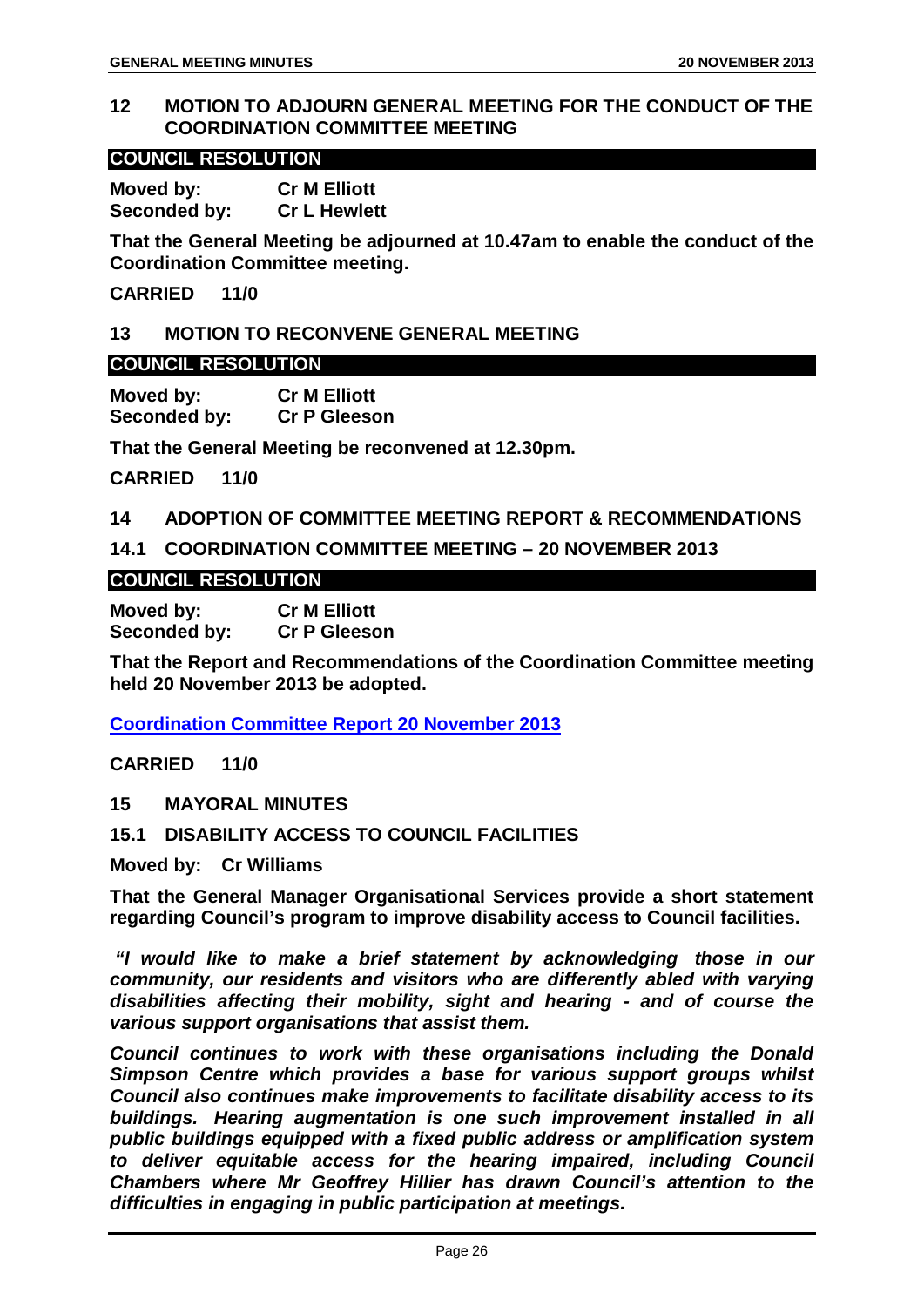## 12 MOTION TO ADJOURN GENERAL MEETING FOR THE CONDUCT OF THE COORDINATION COMMITTEE MEETING

**COUNCIL RESOLUTION**

**Moved by: Cr M Elliott**
**Seconded by: Cr L Hewlett**

**That the General Meeting be adjourned at 10.47am to enable the conduct of the Coordination Committee meeting.**

**CARRIED 11/0**

## 13 MOTION TO RECONVENE GENERAL MEETING

**COUNCIL RESOLUTION**

**Moved by: Cr M Elliott**
**Seconded by: Cr P Gleeson**

**That the General Meeting be reconvened at 12.30pm.**

**CARRIED 11/0**

## 14 ADOPTION OF COMMITTEE MEETING REPORT & RECOMMENDATIONS

### 14.1 COORDINATION COMMITTEE MEETING – 20 NOVEMBER 2013

**COUNCIL RESOLUTION**

**Moved by: Cr M Elliott**
**Seconded by: Cr P Gleeson**

**That the Report and Recommendations of the Coordination Committee meeting held 20 November 2013 be adopted.**

**Coordination Committee Report 20 November 2013**

**CARRIED 11/0**

## 15 MAYORAL MINUTES

### 15.1 DISABILITY ACCESS TO COUNCIL FACILITIES

**Moved by: Cr Williams**

**That the General Manager Organisational Services provide a short statement regarding Council's program to improve disability access to Council facilities.**

***"I would like to make a brief statement by acknowledging those in our community, our residents and visitors who are differently abled with varying disabilities affecting their mobility, sight and hearing - and of course the various support organisations that assist them.***

***Council continues to work with these organisations including the Donald Simpson Centre which provides a base for various support groups whilst Council also continues make improvements to facilitate disability access to its buildings. Hearing augmentation is one such improvement installed in all public buildings equipped with a fixed public address or amplification system to deliver equitable access for the hearing impaired, including Council Chambers where Mr Geoffrey Hillier has drawn Council's attention to the difficulties in engaging in public participation at meetings.***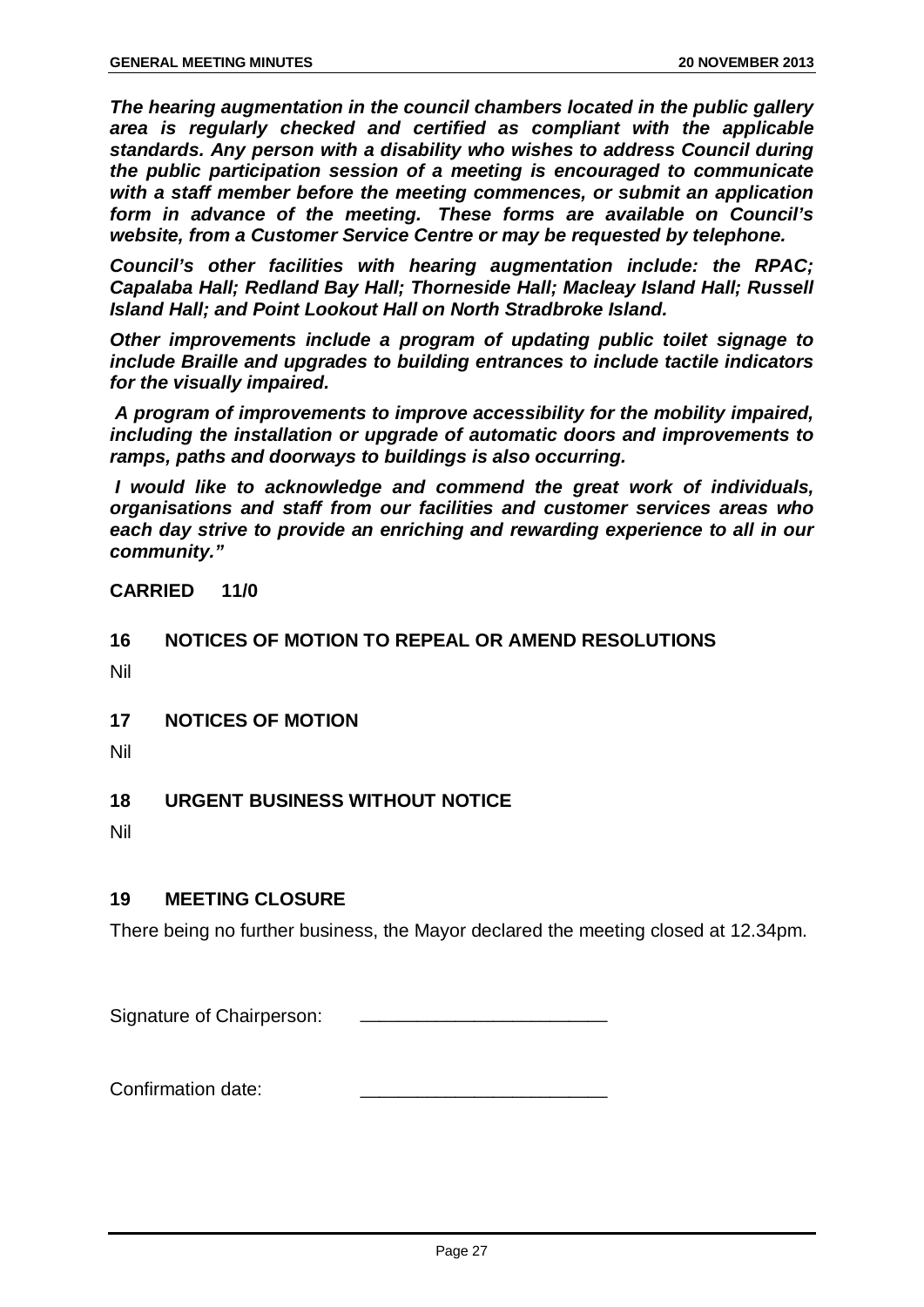***The hearing augmentation in the council chambers located in the public gallery area is regularly checked and certified as compliant with the applicable standards. Any person with a disability who wishes to address Council during the public participation session of a meeting is encouraged to communicate with a staff member before the meeting commences, or submit an application form in advance of the meeting. These forms are available on Council's website, from a Customer Service Centre or may be requested by telephone.***

***Council's other facilities with hearing augmentation include: the RPAC; Capalaba Hall; Redland Bay Hall; Thorneside Hall; Macleay Island Hall; Russell Island Hall; and Point Lookout Hall on North Stradbroke Island.***

***Other improvements include a program of updating public toilet signage to include Braille and upgrades to building entrances to include tactile indicators for the visually impaired.***

***A program of improvements to improve accessibility for the mobility impaired, including the installation or upgrade of automatic doors and improvements to ramps, paths and doorways to buildings is also occurring.***

***I would like to acknowledge and commend the great work of individuals, organisations and staff from our facilities and customer services areas who each day strive to provide an enriching and rewarding experience to all in our community."***

**CARRIED 11/0**

## 16 NOTICES OF MOTION TO REPEAL OR AMEND RESOLUTIONS

Nil

## 17 NOTICES OF MOTION

Nil

## 18 URGENT BUSINESS WITHOUT NOTICE

Nil

## 19 MEETING CLOSURE

There being no further business, the Mayor declared the meeting closed at 12.34pm.

Signature of Chairperson: ________________________

Confirmation date: ________________________